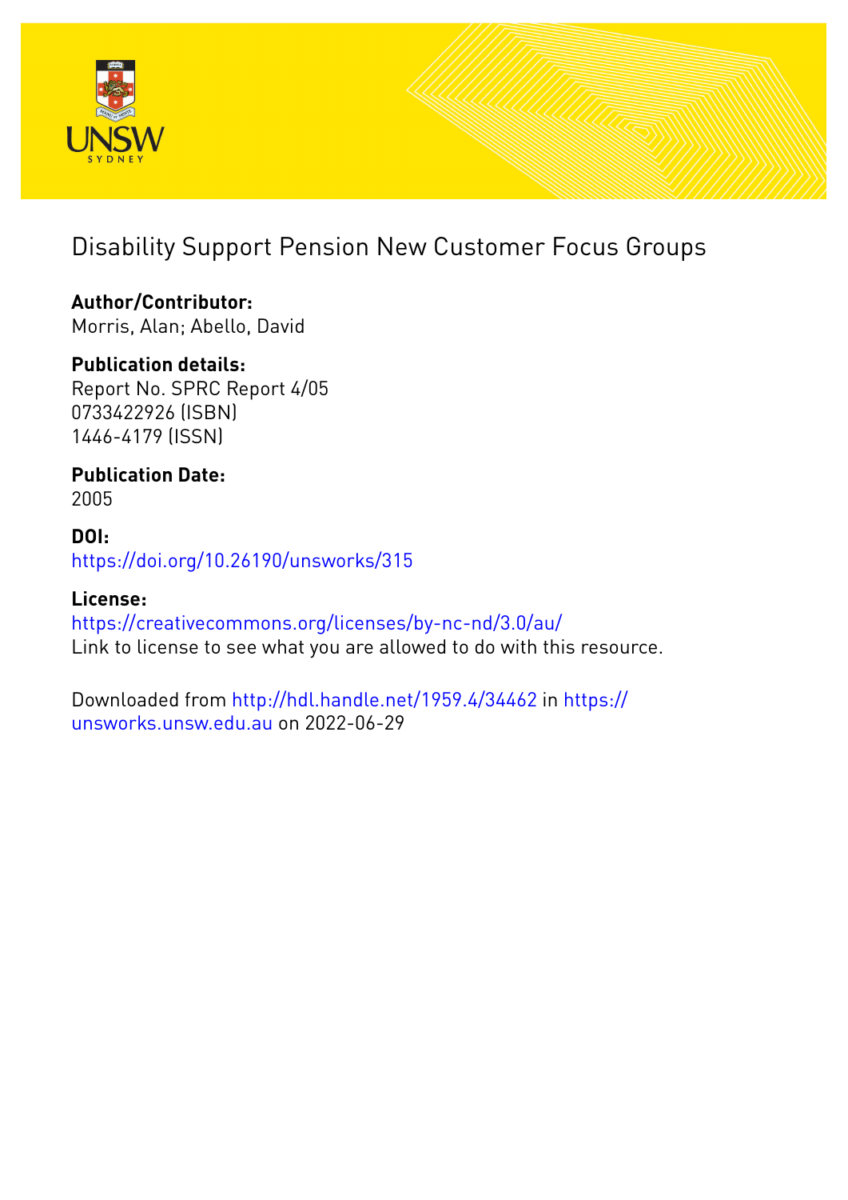# Disability Support Pension New Customer Focus Groups

**Author/Contributor:**
Morris, Alan; Abello, David

**Publication details:**
Report No. SPRC Report 4/05
0733422926 (ISBN)
1446-4179 (ISSN)

**Publication Date:**
2005

**DOI:**
https://doi.org/10.26190/unsworks/315

**License:**
https://creativecommons.org/licenses/by-nc-nd/3.0/au/
Link to license to see what you are allowed to do with this resource.

Downloaded from http://hdl.handle.net/1959.4/34462 in https://unsworks.unsw.edu.au on 2022-06-29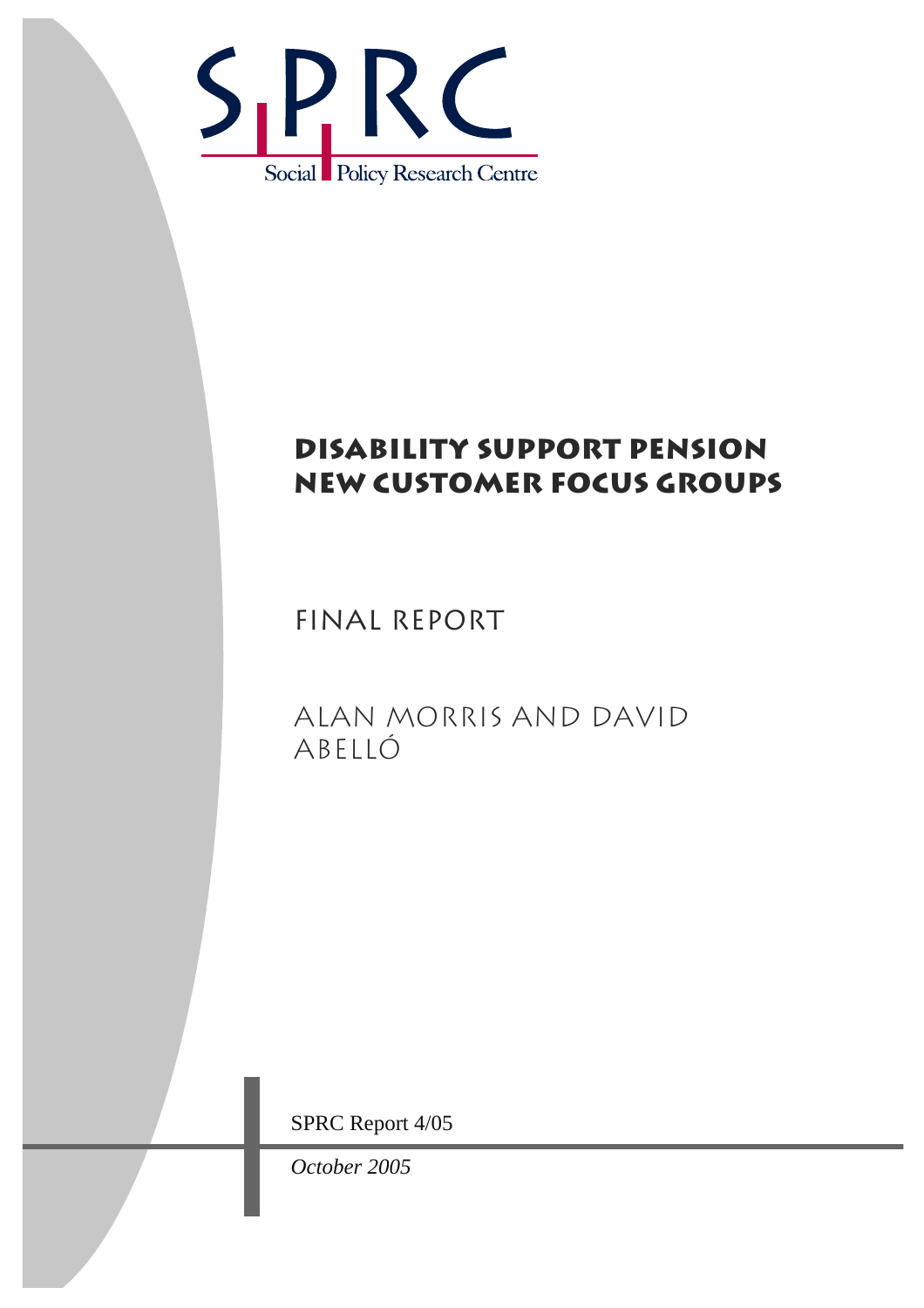Social Policy Research Centre

# DISABILITY SUPPORT PENSION NEW CUSTOMER FOCUS GROUPS

## FINAL REPORT

ALAN MORRIS AND DAVID ABELLÓ

SPRC Report 4/05

*October 2005*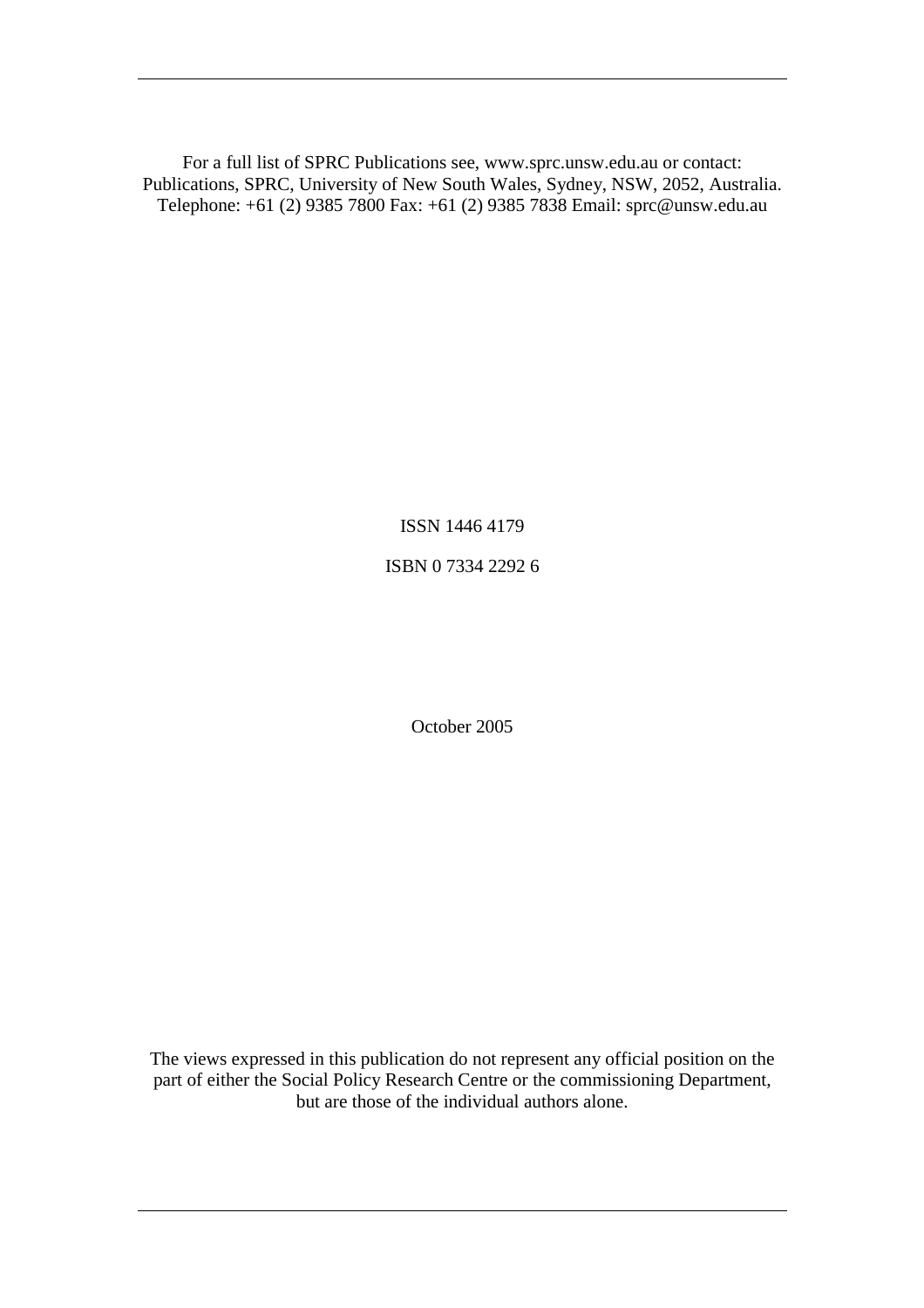For a full list of SPRC Publications see, www.sprc.unsw.edu.au or contact:
Publications, SPRC, University of New South Wales, Sydney, NSW, 2052, Australia.
Telephone: +61 (2) 9385 7800 Fax: +61 (2) 9385 7838 Email: sprc@unsw.edu.au

ISSN 1446 4179

ISBN 0 7334 2292 6

October 2005

The views expressed in this publication do not represent any official position on the part of either the Social Policy Research Centre or the commissioning Department, but are those of the individual authors alone.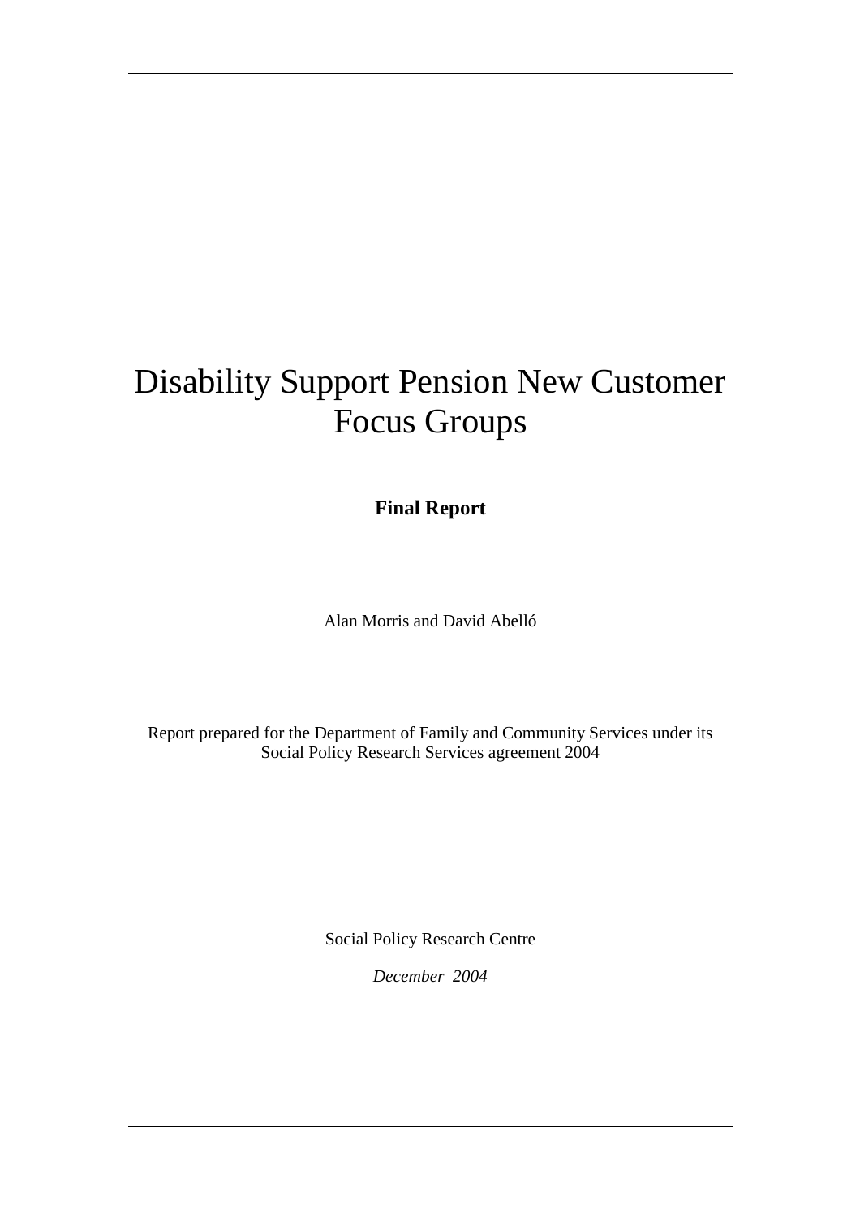# Disability Support Pension New Customer Focus Groups

**Final Report**

Alan Morris and David Abelló

Report prepared for the Department of Family and Community Services under its Social Policy Research Services agreement 2004

Social Policy Research Centre

*December 2004*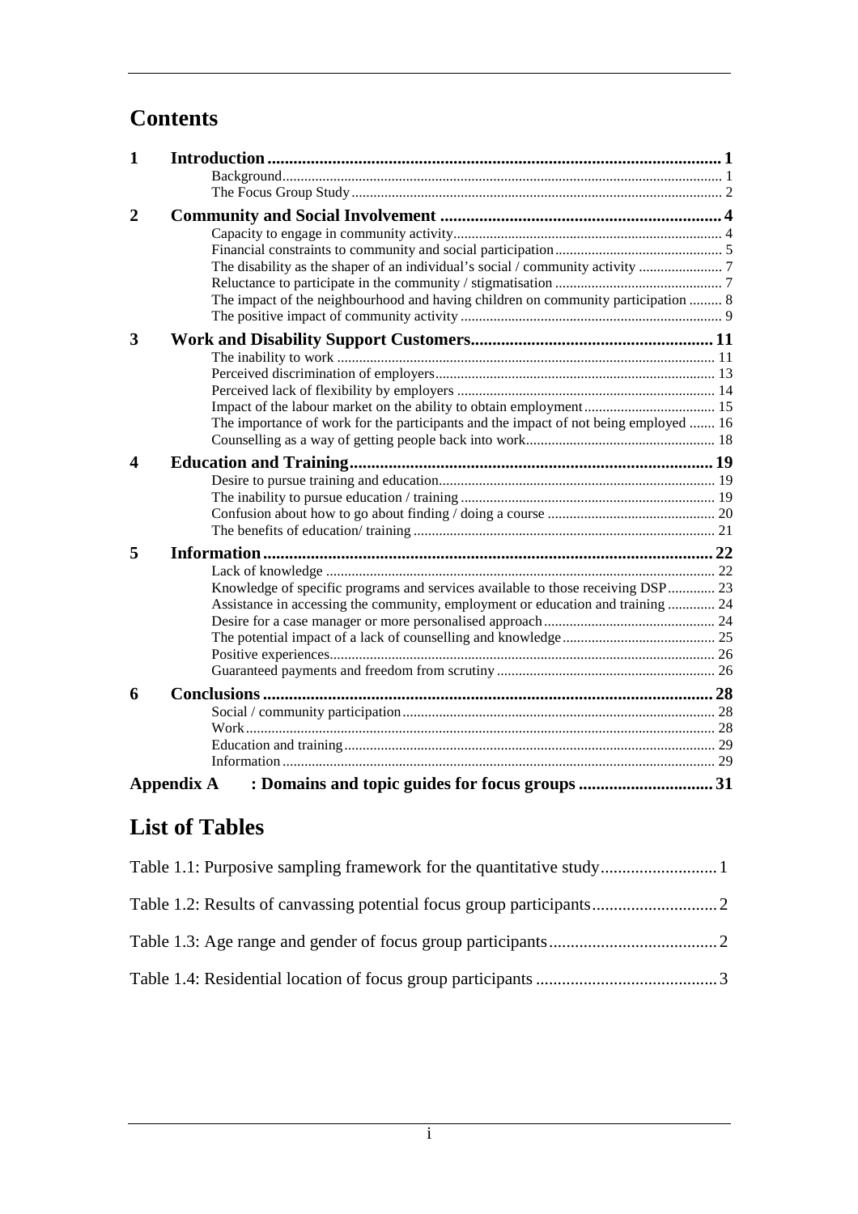# Contents

| | | |
|---|---|---|
| **1** | **Introduction** | **1** |
| | Background | 1 |
| | The Focus Group Study | 2 |
| **2** | **Community and Social Involvement** | **4** |
| | Capacity to engage in community activity | 4 |
| | Financial constraints to community and social participation | 5 |
| | The disability as the shaper of an individual's social / community activity | 7 |
| | Reluctance to participate in the community / stigmatisation | 7 |
| | The impact of the neighbourhood and having children on community participation | 8 |
| | The positive impact of community activity | 9 |
| **3** | **Work and Disability Support Customers** | **11** |
| | The inability to work | 11 |
| | Perceived discrimination of employers | 13 |
| | Perceived lack of flexibility by employers | 14 |
| | Impact of the labour market on the ability to obtain employment | 15 |
| | The importance of work for the participants and the impact of not being employed | 16 |
| | Counselling as a way of getting people back into work | 18 |
| **4** | **Education and Training** | **19** |
| | Desire to pursue training and education | 19 |
| | The inability to pursue education / training | 19 |
| | Confusion about how to go about finding / doing a course | 20 |
| | The benefits of education/ training | 21 |
| **5** | **Information** | **22** |
| | Lack of knowledge | 22 |
| | Knowledge of specific programs and services available to those receiving DSP | 23 |
| | Assistance in accessing the community, employment or education and training | 24 |
| | Desire for a case manager or more personalised approach | 24 |
| | The potential impact of a lack of counselling and knowledge | 25 |
| | Positive experiences | 26 |
| | Guaranteed payments and freedom from scrutiny | 26 |
| **6** | **Conclusions** | **28** |
| | Social / community participation | 28 |
| | Work | 28 |
| | Education and training | 29 |
| | Information | 29 |
| **Appendix A** | **: Domains and topic guides for focus groups** | **31** |

# List of Tables

| | |
|---|---|
| Table 1.1: Purposive sampling framework for the quantitative study | 1 |
| Table 1.2: Results of canvassing potential focus group participants | 2 |
| Table 1.3: Age range and gender of focus group participants | 2 |
| Table 1.4: Residential location of focus group participants | 3 |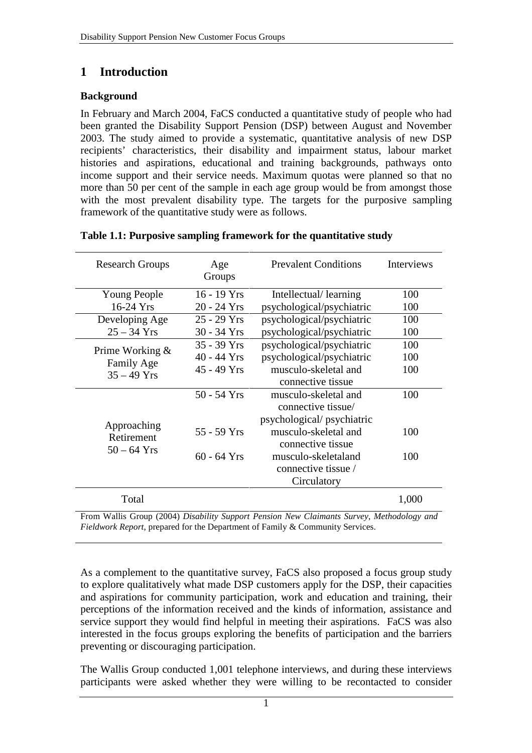# 1 Introduction

### Background

In February and March 2004, FaCS conducted a quantitative study of people who had been granted the Disability Support Pension (DSP) between August and November 2003. The study aimed to provide a systematic, quantitative analysis of new DSP recipients' characteristics, their disability and impairment status, labour market histories and aspirations, educational and training backgrounds, pathways onto income support and their service needs. Maximum quotas were planned so that no more than 50 per cent of the sample in each age group would be from amongst those with the most prevalent disability type. The targets for the purposive sampling framework of the quantitative study were as follows.

**Table 1.1: Purposive sampling framework for the quantitative study**

| Research Groups | Age Groups | Prevalent Conditions | Interviews |
|---|---|---|---|
| Young People 16-24 Yrs | 16 - 19 Yrs | Intellectual/ learning | 100 |
| | 20 - 24 Yrs | psychological/psychiatric | 100 |
| Developing Age 25 – 34 Yrs | 25 - 29 Yrs | psychological/psychiatric | 100 |
| | 30 - 34 Yrs | psychological/psychiatric | 100 |
| Prime Working & Family Age 35 – 49 Yrs | 35 - 39 Yrs | psychological/psychiatric | 100 |
| | 40 - 44 Yrs | psychological/psychiatric | 100 |
| | 45 - 49 Yrs | musculo-skeletal and connective tissue | 100 |
| Approaching Retirement 50 – 64 Yrs | 50 - 54 Yrs | musculo-skeletal and connective tissue/ psychological/ psychiatric | 100 |
| | 55 - 59 Yrs | musculo-skeletal and connective tissue | 100 |
| | 60 - 64 Yrs | musculo-skeletaland connective tissue / Circulatory | 100 |
| Total | | | 1,000 |

From Wallis Group (2004) *Disability Support Pension New Claimants Survey, Methodology and Fieldwork Report*, prepared for the Department of Family & Community Services.

As a complement to the quantitative survey, FaCS also proposed a focus group study to explore qualitatively what made DSP customers apply for the DSP, their capacities and aspirations for community participation, work and education and training, their perceptions of the information received and the kinds of information, assistance and service support they would find helpful in meeting their aspirations. FaCS was also interested in the focus groups exploring the benefits of participation and the barriers preventing or discouraging participation.

The Wallis Group conducted 1,001 telephone interviews, and during these interviews participants were asked whether they were willing to be recontacted to consider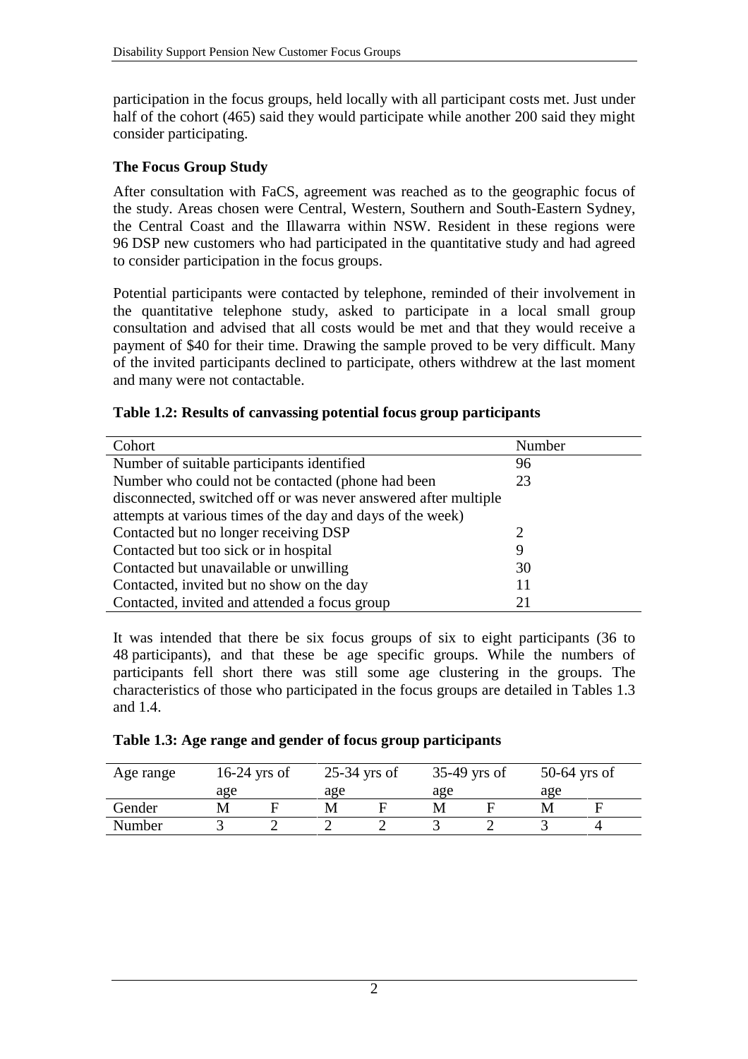participation in the focus groups, held locally with all participant costs met. Just under half of the cohort (465) said they would participate while another 200 said they might consider participating.

### The Focus Group Study

After consultation with FaCS, agreement was reached as to the geographic focus of the study. Areas chosen were Central, Western, Southern and South-Eastern Sydney, the Central Coast and the Illawarra within NSW. Resident in these regions were 96 DSP new customers who had participated in the quantitative study and had agreed to consider participation in the focus groups.

Potential participants were contacted by telephone, reminded of their involvement in the quantitative telephone study, asked to participate in a local small group consultation and advised that all costs would be met and that they would receive a payment of $40 for their time. Drawing the sample proved to be very difficult. Many of the invited participants declined to participate, others withdrew at the last moment and many were not contactable.

**Table 1.2: Results of canvassing potential focus group participants**

| Cohort | Number |
|---|---|
| Number of suitable participants identified | 96 |
| Number who could not be contacted (phone had been disconnected, switched off or was never answered after multiple attempts at various times of the day and days of the week) | 23 |
| Contacted but no longer receiving DSP | 2 |
| Contacted but too sick or in hospital | 9 |
| Contacted but unavailable or unwilling | 30 |
| Contacted, invited but no show on the day | 11 |
| Contacted, invited and attended a focus group | 21 |

It was intended that there be six focus groups of six to eight participants (36 to 48 participants), and that these be age specific groups. While the numbers of participants fell short there was still some age clustering in the groups. The characteristics of those who participated in the focus groups are detailed in Tables 1.3 and 1.4.

**Table 1.3: Age range and gender of focus group participants**

| Age range | 16-24 yrs of age | | 25-34 yrs of age | | 35-49 yrs of age | | 50-64 yrs of age | |
|---|---|---|---|---|---|---|---|---|
| Gender | M | F | M | F | M | F | M | F |
| Number | 3 | 2 | 2 | 2 | 3 | 2 | 3 | 4 |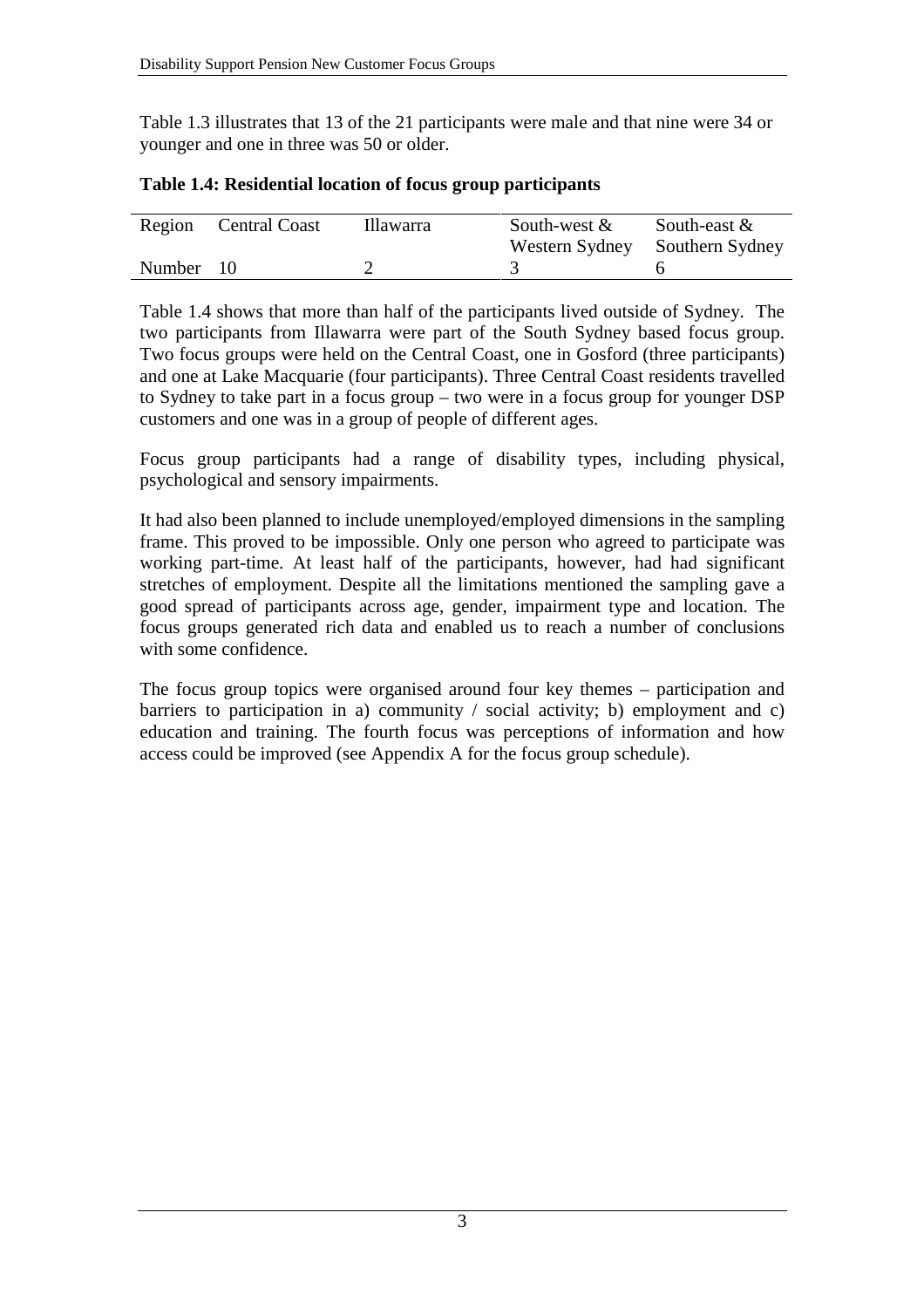Table 1.3 illustrates that 13 of the 21 participants were male and that nine were 34 or younger and one in three was 50 or older.

**Table 1.4: Residential location of focus group participants**

| Region | Central Coast | Illawarra | South-west & Western Sydney | South-east & Southern Sydney |
|---|---|---|---|---|
| Number | 10 | 2 | 3 | 6 |

Table 1.4 shows that more than half of the participants lived outside of Sydney. The two participants from Illawarra were part of the South Sydney based focus group. Two focus groups were held on the Central Coast, one in Gosford (three participants) and one at Lake Macquarie (four participants). Three Central Coast residents travelled to Sydney to take part in a focus group – two were in a focus group for younger DSP customers and one was in a group of people of different ages.

Focus group participants had a range of disability types, including physical, psychological and sensory impairments.

It had also been planned to include unemployed/employed dimensions in the sampling frame. This proved to be impossible. Only one person who agreed to participate was working part-time. At least half of the participants, however, had had significant stretches of employment. Despite all the limitations mentioned the sampling gave a good spread of participants across age, gender, impairment type and location. The focus groups generated rich data and enabled us to reach a number of conclusions with some confidence.

The focus group topics were organised around four key themes – participation and barriers to participation in a) community / social activity; b) employment and c) education and training. The fourth focus was perceptions of information and how access could be improved (see Appendix A for the focus group schedule).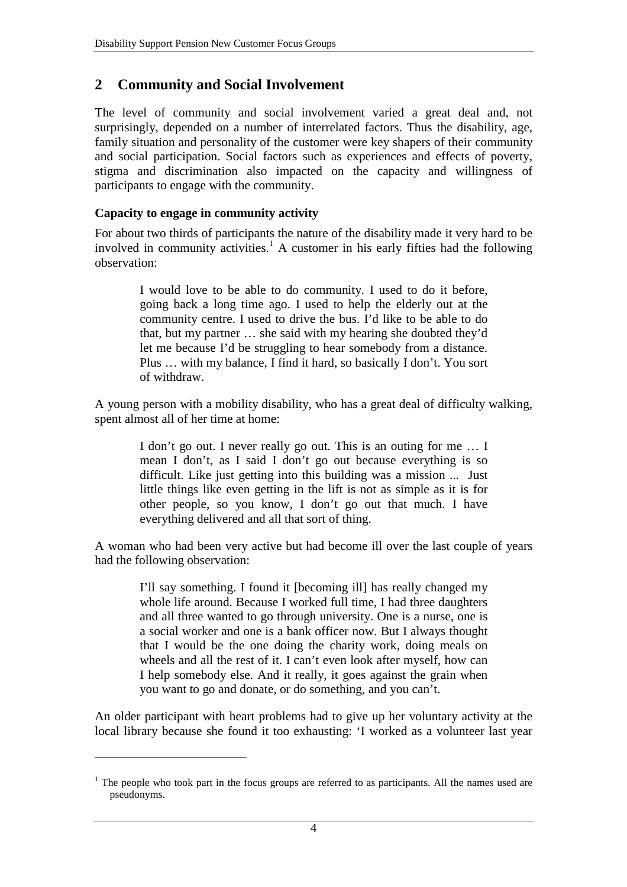## 2 Community and Social Involvement

The level of community and social involvement varied a great deal and, not surprisingly, depended on a number of interrelated factors. Thus the disability, age, family situation and personality of the customer were key shapers of their community and social participation. Social factors such as experiences and effects of poverty, stigma and discrimination also impacted on the capacity and willingness of participants to engage with the community.

### Capacity to engage in community activity

For about two thirds of participants the nature of the disability made it very hard to be involved in community activities.[1] A customer in his early fifties had the following observation:

> I would love to be able to do community. I used to do it before, going back a long time ago. I used to help the elderly out at the community centre. I used to drive the bus. I'd like to be able to do that, but my partner … she said with my hearing she doubted they'd let me because I'd be struggling to hear somebody from a distance. Plus … with my balance, I find it hard, so basically I don't. You sort of withdraw.

A young person with a mobility disability, who has a great deal of difficulty walking, spent almost all of her time at home:

> I don't go out. I never really go out. This is an outing for me … I mean I don't, as I said I don't go out because everything is so difficult. Like just getting into this building was a mission ... Just little things like even getting in the lift is not as simple as it is for other people, so you know, I don't go out that much. I have everything delivered and all that sort of thing.

A woman who had been very active but had become ill over the last couple of years had the following observation:

> I'll say something. I found it [becoming ill] has really changed my whole life around. Because I worked full time, I had three daughters and all three wanted to go through university. One is a nurse, one is a social worker and one is a bank officer now. But I always thought that I would be the one doing the charity work, doing meals on wheels and all the rest of it. I can't even look after myself, how can I help somebody else. And it really, it goes against the grain when you want to go and donate, or do something, and you can't.

An older participant with heart problems had to give up her voluntary activity at the local library because she found it too exhausting: 'I worked as a volunteer last year

[1] The people who took part in the focus groups are referred to as participants. All the names used are pseudonyms.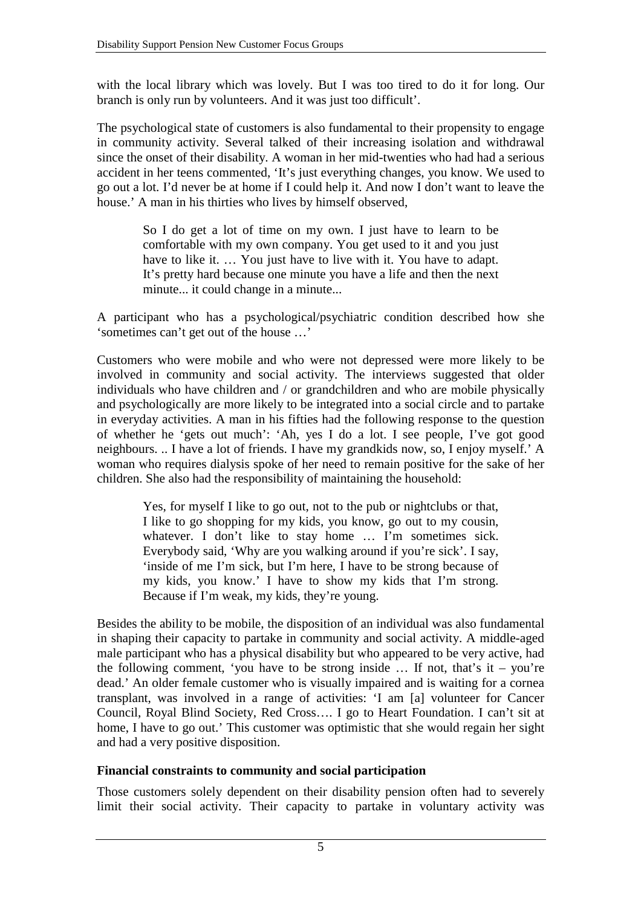with the local library which was lovely. But I was too tired to do it for long. Our branch is only run by volunteers. And it was just too difficult'.

The psychological state of customers is also fundamental to their propensity to engage in community activity. Several talked of their increasing isolation and withdrawal since the onset of their disability. A woman in her mid-twenties who had had a serious accident in her teens commented, 'It's just everything changes, you know. We used to go out a lot. I'd never be at home if I could help it. And now I don't want to leave the house.' A man in his thirties who lives by himself observed,

> So I do get a lot of time on my own. I just have to learn to be comfortable with my own company. You get used to it and you just have to like it. … You just have to live with it. You have to adapt. It's pretty hard because one minute you have a life and then the next minute... it could change in a minute...

A participant who has a psychological/psychiatric condition described how she 'sometimes can't get out of the house …'

Customers who were mobile and who were not depressed were more likely to be involved in community and social activity. The interviews suggested that older individuals who have children and / or grandchildren and who are mobile physically and psychologically are more likely to be integrated into a social circle and to partake in everyday activities. A man in his fifties had the following response to the question of whether he 'gets out much': 'Ah, yes I do a lot. I see people, I've got good neighbours. .. I have a lot of friends. I have my grandkids now, so, I enjoy myself.' A woman who requires dialysis spoke of her need to remain positive for the sake of her children. She also had the responsibility of maintaining the household:

> Yes, for myself I like to go out, not to the pub or nightclubs or that, I like to go shopping for my kids, you know, go out to my cousin, whatever. I don't like to stay home … I'm sometimes sick. Everybody said, 'Why are you walking around if you're sick'. I say, 'inside of me I'm sick, but I'm here, I have to be strong because of my kids, you know.' I have to show my kids that I'm strong. Because if I'm weak, my kids, they're young.

Besides the ability to be mobile, the disposition of an individual was also fundamental in shaping their capacity to partake in community and social activity. A middle-aged male participant who has a physical disability but who appeared to be very active, had the following comment, 'you have to be strong inside … If not, that's it – you're dead.' An older female customer who is visually impaired and is waiting for a cornea transplant, was involved in a range of activities: 'I am [a] volunteer for Cancer Council, Royal Blind Society, Red Cross…. I go to Heart Foundation. I can't sit at home, I have to go out.' This customer was optimistic that she would regain her sight and had a very positive disposition.

### Financial constraints to community and social participation

Those customers solely dependent on their disability pension often had to severely limit their social activity. Their capacity to partake in voluntary activity was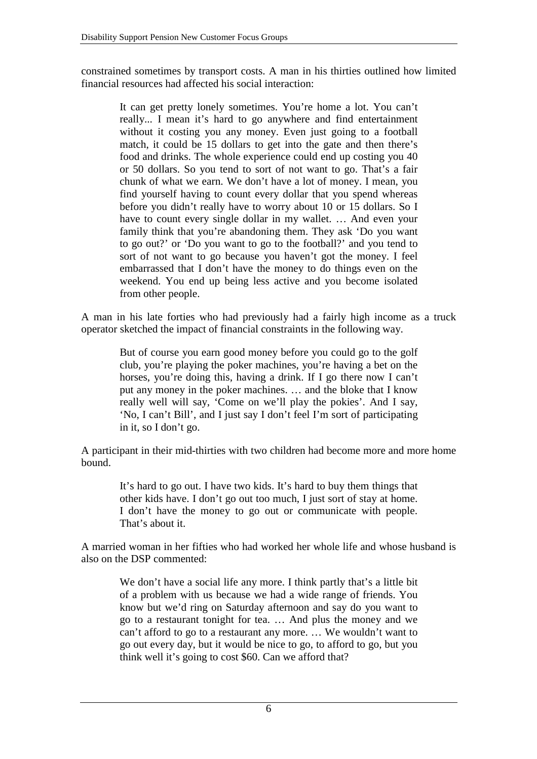constrained sometimes by transport costs. A man in his thirties outlined how limited financial resources had affected his social interaction:

> It can get pretty lonely sometimes. You're home a lot. You can't really... I mean it's hard to go anywhere and find entertainment without it costing you any money. Even just going to a football match, it could be 15 dollars to get into the gate and then there's food and drinks. The whole experience could end up costing you 40 or 50 dollars. So you tend to sort of not want to go. That's a fair chunk of what we earn. We don't have a lot of money. I mean, you find yourself having to count every dollar that you spend whereas before you didn't really have to worry about 10 or 15 dollars. So I have to count every single dollar in my wallet. … And even your family think that you're abandoning them. They ask 'Do you want to go out?' or 'Do you want to go to the football?' and you tend to sort of not want to go because you haven't got the money. I feel embarrassed that I don't have the money to do things even on the weekend. You end up being less active and you become isolated from other people.

A man in his late forties who had previously had a fairly high income as a truck operator sketched the impact of financial constraints in the following way.

> But of course you earn good money before you could go to the golf club, you're playing the poker machines, you're having a bet on the horses, you're doing this, having a drink. If I go there now I can't put any money in the poker machines. … and the bloke that I know really well will say, 'Come on we'll play the pokies'. And I say, 'No, I can't Bill', and I just say I don't feel I'm sort of participating in it, so I don't go.

A participant in their mid-thirties with two children had become more and more home bound.

> It's hard to go out. I have two kids. It's hard to buy them things that other kids have. I don't go out too much, I just sort of stay at home. I don't have the money to go out or communicate with people. That's about it.

A married woman in her fifties who had worked her whole life and whose husband is also on the DSP commented:

> We don't have a social life any more. I think partly that's a little bit of a problem with us because we had a wide range of friends. You know but we'd ring on Saturday afternoon and say do you want to go to a restaurant tonight for tea. … And plus the money and we can't afford to go to a restaurant any more. … We wouldn't want to go out every day, but it would be nice to go, to afford to go, but you think well it's going to cost $60. Can we afford that?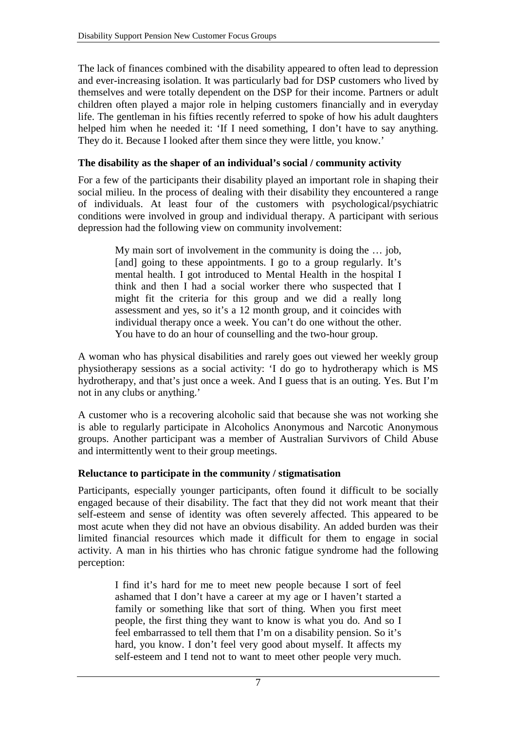The lack of finances combined with the disability appeared to often lead to depression and ever-increasing isolation. It was particularly bad for DSP customers who lived by themselves and were totally dependent on the DSP for their income. Partners or adult children often played a major role in helping customers financially and in everyday life. The gentleman in his fifties recently referred to spoke of how his adult daughters helped him when he needed it: 'If I need something, I don't have to say anything. They do it. Because I looked after them since they were little, you know.'

**The disability as the shaper of an individual's social / community activity**

For a few of the participants their disability played an important role in shaping their social milieu. In the process of dealing with their disability they encountered a range of individuals. At least four of the customers with psychological/psychiatric conditions were involved in group and individual therapy. A participant with serious depression had the following view on community involvement:

> My main sort of involvement in the community is doing the … job, [and] going to these appointments. I go to a group regularly. It's mental health. I got introduced to Mental Health in the hospital I think and then I had a social worker there who suspected that I might fit the criteria for this group and we did a really long assessment and yes, so it's a 12 month group, and it coincides with individual therapy once a week. You can't do one without the other. You have to do an hour of counselling and the two-hour group.

A woman who has physical disabilities and rarely goes out viewed her weekly group physiotherapy sessions as a social activity: 'I do go to hydrotherapy which is MS hydrotherapy, and that's just once a week. And I guess that is an outing. Yes. But I'm not in any clubs or anything.'

A customer who is a recovering alcoholic said that because she was not working she is able to regularly participate in Alcoholics Anonymous and Narcotic Anonymous groups. Another participant was a member of Australian Survivors of Child Abuse and intermittently went to their group meetings.

**Reluctance to participate in the community / stigmatisation**

Participants, especially younger participants, often found it difficult to be socially engaged because of their disability. The fact that they did not work meant that their self-esteem and sense of identity was often severely affected. This appeared to be most acute when they did not have an obvious disability. An added burden was their limited financial resources which made it difficult for them to engage in social activity. A man in his thirties who has chronic fatigue syndrome had the following perception:

> I find it's hard for me to meet new people because I sort of feel ashamed that I don't have a career at my age or I haven't started a family or something like that sort of thing. When you first meet people, the first thing they want to know is what you do. And so I feel embarrassed to tell them that I'm on a disability pension. So it's hard, you know. I don't feel very good about myself. It affects my self-esteem and I tend not to want to meet other people very much.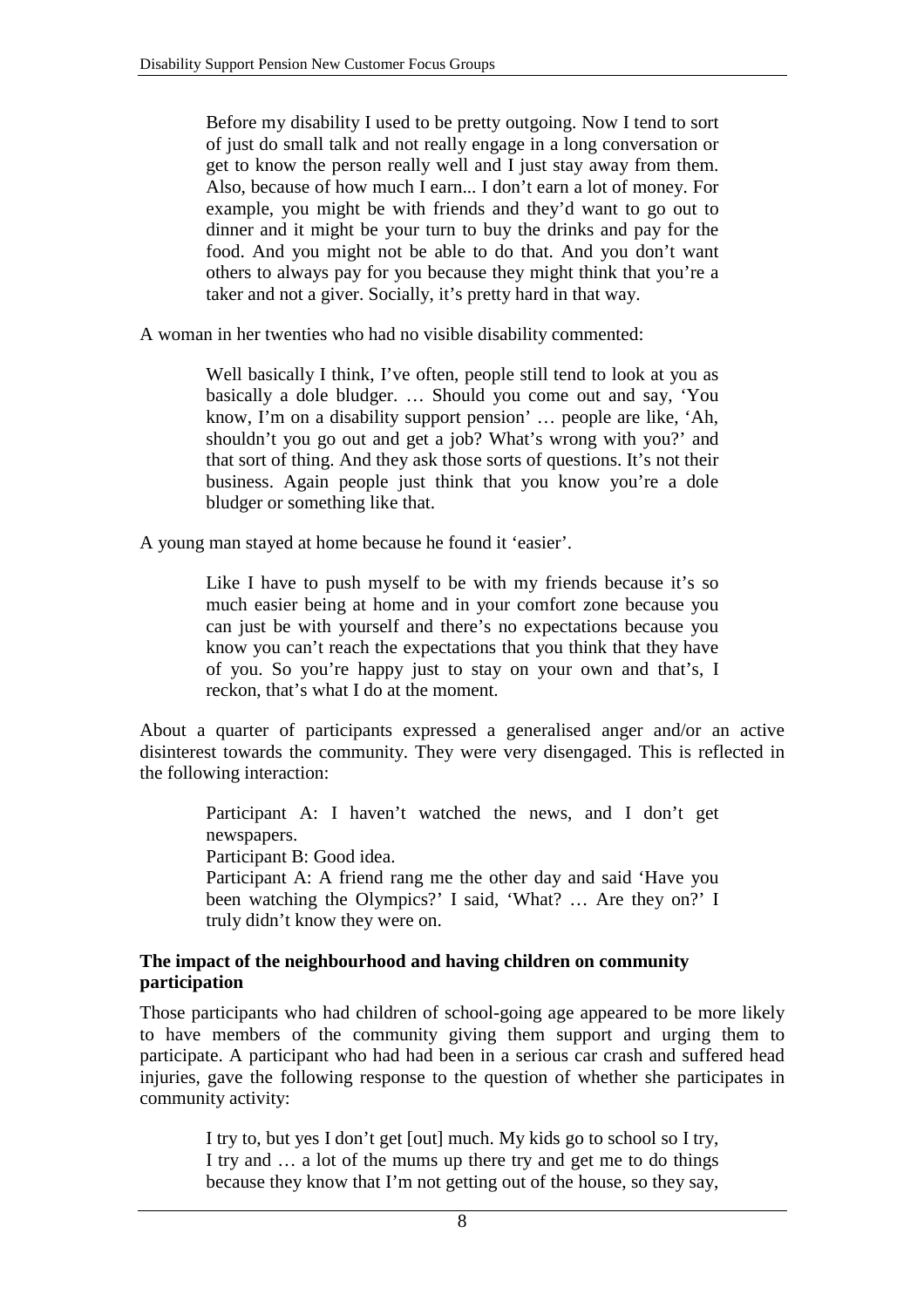> Before my disability I used to be pretty outgoing. Now I tend to sort of just do small talk and not really engage in a long conversation or get to know the person really well and I just stay away from them. Also, because of how much I earn... I don't earn a lot of money. For example, you might be with friends and they'd want to go out to dinner and it might be your turn to buy the drinks and pay for the food. And you might not be able to do that. And you don't want others to always pay for you because they might think that you're a taker and not a giver. Socially, it's pretty hard in that way.

A woman in her twenties who had no visible disability commented:

> Well basically I think, I've often, people still tend to look at you as basically a dole bludger. … Should you come out and say, 'You know, I'm on a disability support pension' … people are like, 'Ah, shouldn't you go out and get a job? What's wrong with you?' and that sort of thing. And they ask those sorts of questions. It's not their business. Again people just think that you know you're a dole bludger or something like that.

A young man stayed at home because he found it 'easier'.

> Like I have to push myself to be with my friends because it's so much easier being at home and in your comfort zone because you can just be with yourself and there's no expectations because you know you can't reach the expectations that you think that they have of you. So you're happy just to stay on your own and that's, I reckon, that's what I do at the moment.

About a quarter of participants expressed a generalised anger and/or an active disinterest towards the community. They were very disengaged. This is reflected in the following interaction:

> Participant A: I haven't watched the news, and I don't get newspapers.
> Participant B: Good idea.
> Participant A: A friend rang me the other day and said 'Have you been watching the Olympics?' I said, 'What? … Are they on?' I truly didn't know they were on.

**The impact of the neighbourhood and having children on community participation**

Those participants who had children of school-going age appeared to be more likely to have members of the community giving them support and urging them to participate. A participant who had had been in a serious car crash and suffered head injuries, gave the following response to the question of whether she participates in community activity:

> I try to, but yes I don't get [out] much. My kids go to school so I try, I try and … a lot of the mums up there try and get me to do things because they know that I'm not getting out of the house, so they say,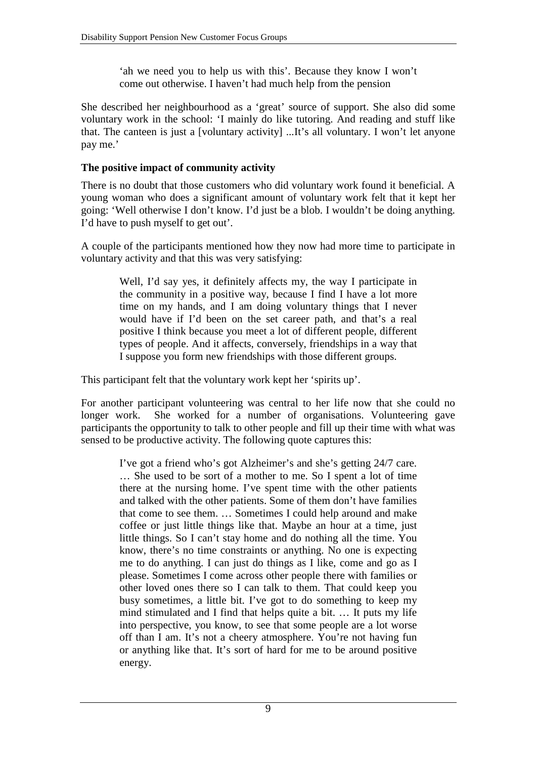> 'ah we need you to help us with this'. Because they know I won't come out otherwise. I haven't had much help from the pension

She described her neighbourhood as a 'great' source of support. She also did some voluntary work in the school: 'I mainly do like tutoring. And reading and stuff like that. The canteen is just a [voluntary activity] ...It's all voluntary. I won't let anyone pay me.'

**The positive impact of community activity**

There is no doubt that those customers who did voluntary work found it beneficial. A young woman who does a significant amount of voluntary work felt that it kept her going: 'Well otherwise I don't know. I'd just be a blob. I wouldn't be doing anything. I'd have to push myself to get out'.

A couple of the participants mentioned how they now had more time to participate in voluntary activity and that this was very satisfying:

> Well, I'd say yes, it definitely affects my, the way I participate in the community in a positive way, because I find I have a lot more time on my hands, and I am doing voluntary things that I never would have if I'd been on the set career path, and that's a real positive I think because you meet a lot of different people, different types of people. And it affects, conversely, friendships in a way that I suppose you form new friendships with those different groups.

This participant felt that the voluntary work kept her 'spirits up'.

For another participant volunteering was central to her life now that she could no longer work. She worked for a number of organisations. Volunteering gave participants the opportunity to talk to other people and fill up their time with what was sensed to be productive activity. The following quote captures this:

> I've got a friend who's got Alzheimer's and she's getting 24/7 care. … She used to be sort of a mother to me. So I spent a lot of time there at the nursing home. I've spent time with the other patients and talked with the other patients. Some of them don't have families that come to see them. … Sometimes I could help around and make coffee or just little things like that. Maybe an hour at a time, just little things. So I can't stay home and do nothing all the time. You know, there's no time constraints or anything. No one is expecting me to do anything. I can just do things as I like, come and go as I please. Sometimes I come across other people there with families or other loved ones there so I can talk to them. That could keep you busy sometimes, a little bit. I've got to do something to keep my mind stimulated and I find that helps quite a bit. … It puts my life into perspective, you know, to see that some people are a lot worse off than I am. It's not a cheery atmosphere. You're not having fun or anything like that. It's sort of hard for me to be around positive energy.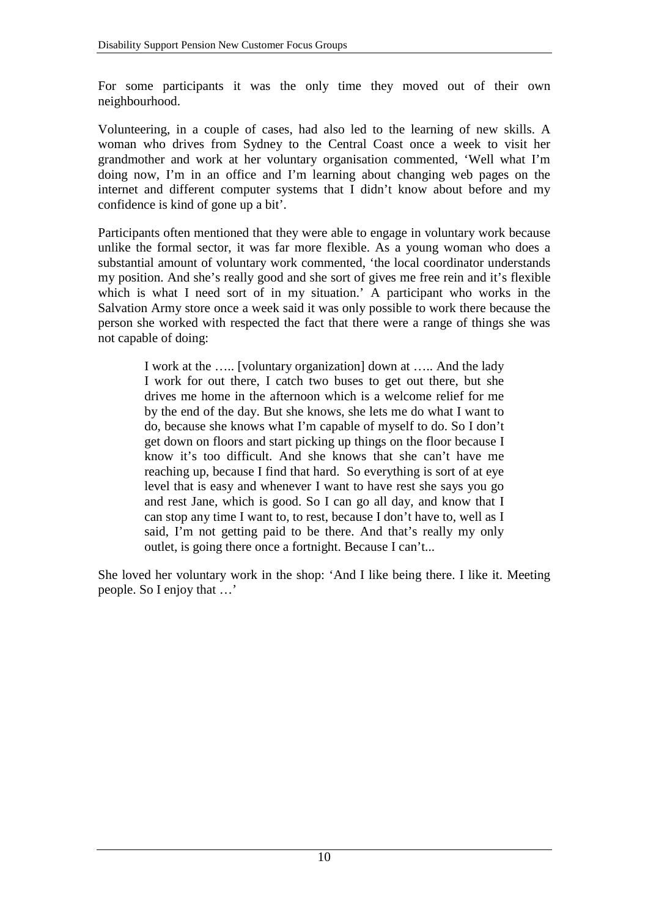For some participants it was the only time they moved out of their own neighbourhood.

Volunteering, in a couple of cases, had also led to the learning of new skills. A woman who drives from Sydney to the Central Coast once a week to visit her grandmother and work at her voluntary organisation commented, 'Well what I'm doing now, I'm in an office and I'm learning about changing web pages on the internet and different computer systems that I didn't know about before and my confidence is kind of gone up a bit'.

Participants often mentioned that they were able to engage in voluntary work because unlike the formal sector, it was far more flexible. As a young woman who does a substantial amount of voluntary work commented, 'the local coordinator understands my position. And she's really good and she sort of gives me free rein and it's flexible which is what I need sort of in my situation.' A participant who works in the Salvation Army store once a week said it was only possible to work there because the person she worked with respected the fact that there were a range of things she was not capable of doing:

> I work at the ….. [voluntary organization] down at ….. And the lady I work for out there, I catch two buses to get out there, but she drives me home in the afternoon which is a welcome relief for me by the end of the day. But she knows, she lets me do what I want to do, because she knows what I'm capable of myself to do. So I don't get down on floors and start picking up things on the floor because I know it's too difficult. And she knows that she can't have me reaching up, because I find that hard. So everything is sort of at eye level that is easy and whenever I want to have rest she says you go and rest Jane, which is good. So I can go all day, and know that I can stop any time I want to, to rest, because I don't have to, well as I said, I'm not getting paid to be there. And that's really my only outlet, is going there once a fortnight. Because I can't...

She loved her voluntary work in the shop: 'And I like being there. I like it. Meeting people. So I enjoy that …'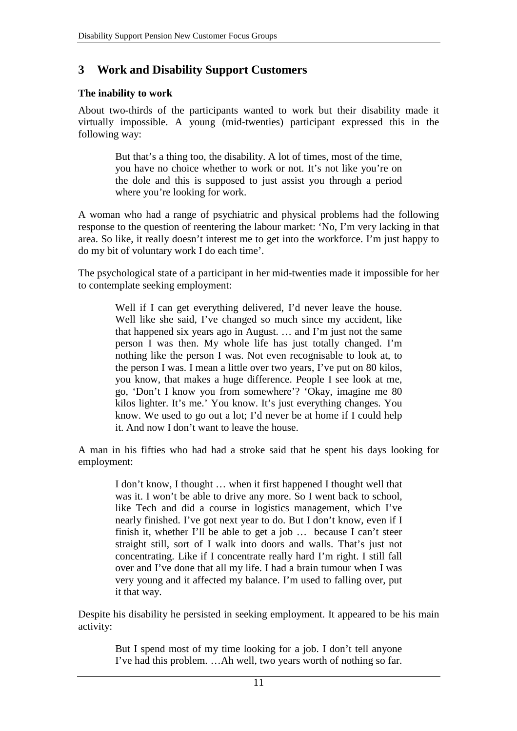## 3 Work and Disability Support Customers

### The inability to work

About two-thirds of the participants wanted to work but their disability made it virtually impossible. A young (mid-twenties) participant expressed this in the following way:

> But that's a thing too, the disability. A lot of times, most of the time, you have no choice whether to work or not. It's not like you're on the dole and this is supposed to just assist you through a period where you're looking for work.

A woman who had a range of psychiatric and physical problems had the following response to the question of reentering the labour market: 'No, I'm very lacking in that area. So like, it really doesn't interest me to get into the workforce. I'm just happy to do my bit of voluntary work I do each time'.

The psychological state of a participant in her mid-twenties made it impossible for her to contemplate seeking employment:

> Well if I can get everything delivered, I'd never leave the house. Well like she said, I've changed so much since my accident, like that happened six years ago in August. … and I'm just not the same person I was then. My whole life has just totally changed. I'm nothing like the person I was. Not even recognisable to look at, to the person I was. I mean a little over two years, I've put on 80 kilos, you know, that makes a huge difference. People I see look at me, go, 'Don't I know you from somewhere'? 'Okay, imagine me 80 kilos lighter. It's me.' You know. It's just everything changes. You know. We used to go out a lot; I'd never be at home if I could help it. And now I don't want to leave the house.

A man in his fifties who had had a stroke said that he spent his days looking for employment:

> I don't know, I thought … when it first happened I thought well that was it. I won't be able to drive any more. So I went back to school, like Tech and did a course in logistics management, which I've nearly finished. I've got next year to do. But I don't know, even if I finish it, whether I'll be able to get a job … because I can't steer straight still, sort of I walk into doors and walls. That's just not concentrating. Like if I concentrate really hard I'm right. I still fall over and I've done that all my life. I had a brain tumour when I was very young and it affected my balance. I'm used to falling over, put it that way.

Despite his disability he persisted in seeking employment. It appeared to be his main activity:

> But I spend most of my time looking for a job. I don't tell anyone I've had this problem. …Ah well, two years worth of nothing so far.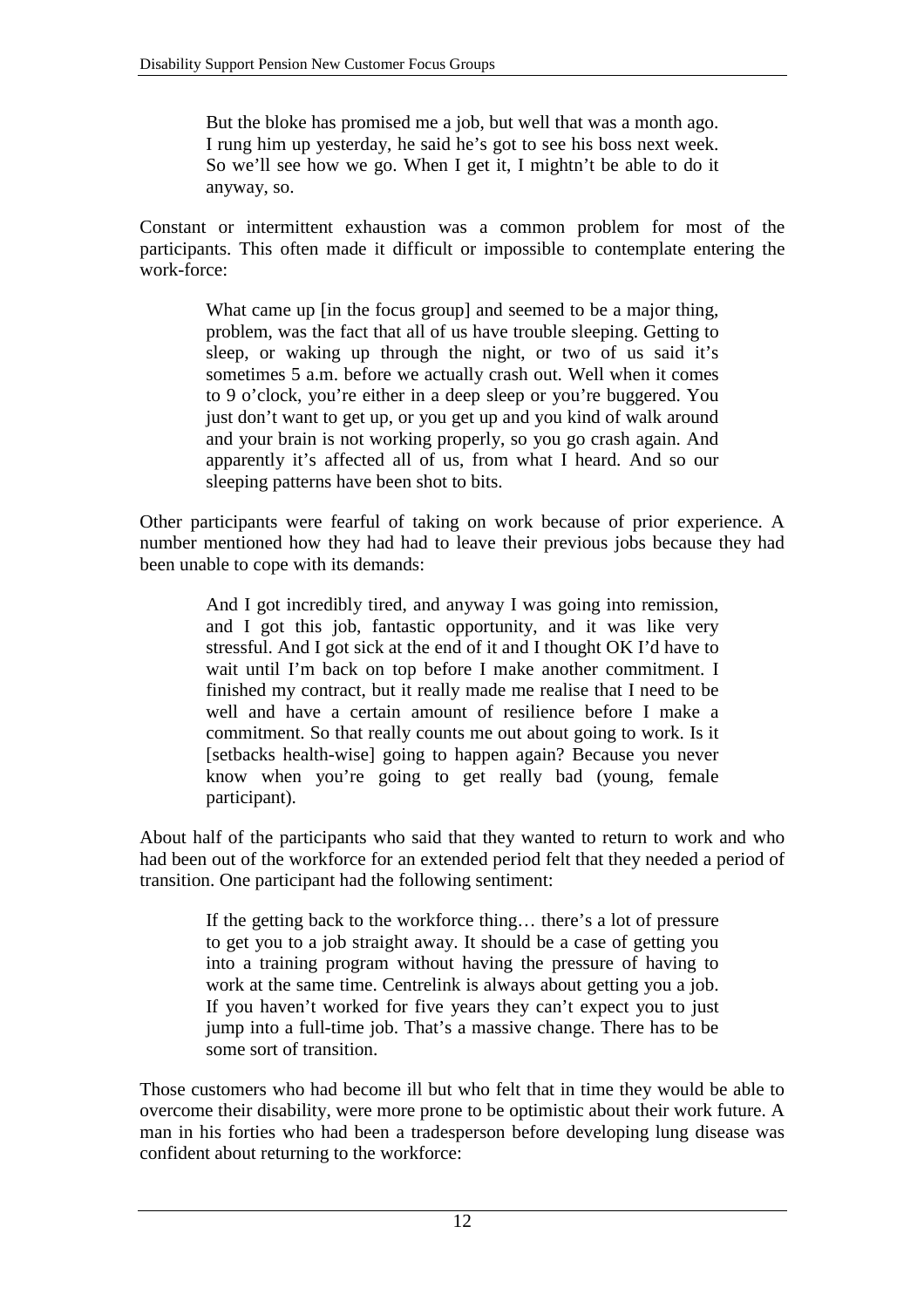> But the bloke has promised me a job, but well that was a month ago. I rung him up yesterday, he said he's got to see his boss next week. So we'll see how we go. When I get it, I mightn't be able to do it anyway, so.

Constant or intermittent exhaustion was a common problem for most of the participants. This often made it difficult or impossible to contemplate entering the work-force:

> What came up [in the focus group] and seemed to be a major thing, problem, was the fact that all of us have trouble sleeping. Getting to sleep, or waking up through the night, or two of us said it's sometimes 5 a.m. before we actually crash out. Well when it comes to 9 o'clock, you're either in a deep sleep or you're buggered. You just don't want to get up, or you get up and you kind of walk around and your brain is not working properly, so you go crash again. And apparently it's affected all of us, from what I heard. And so our sleeping patterns have been shot to bits.

Other participants were fearful of taking on work because of prior experience. A number mentioned how they had had to leave their previous jobs because they had been unable to cope with its demands:

> And I got incredibly tired, and anyway I was going into remission, and I got this job, fantastic opportunity, and it was like very stressful. And I got sick at the end of it and I thought OK I'd have to wait until I'm back on top before I make another commitment. I finished my contract, but it really made me realise that I need to be well and have a certain amount of resilience before I make a commitment. So that really counts me out about going to work. Is it [setbacks health-wise] going to happen again? Because you never know when you're going to get really bad (young, female participant).

About half of the participants who said that they wanted to return to work and who had been out of the workforce for an extended period felt that they needed a period of transition. One participant had the following sentiment:

> If the getting back to the workforce thing… there's a lot of pressure to get you to a job straight away. It should be a case of getting you into a training program without having the pressure of having to work at the same time. Centrelink is always about getting you a job. If you haven't worked for five years they can't expect you to just jump into a full-time job. That's a massive change. There has to be some sort of transition.

Those customers who had become ill but who felt that in time they would be able to overcome their disability, were more prone to be optimistic about their work future. A man in his forties who had been a tradesperson before developing lung disease was confident about returning to the workforce: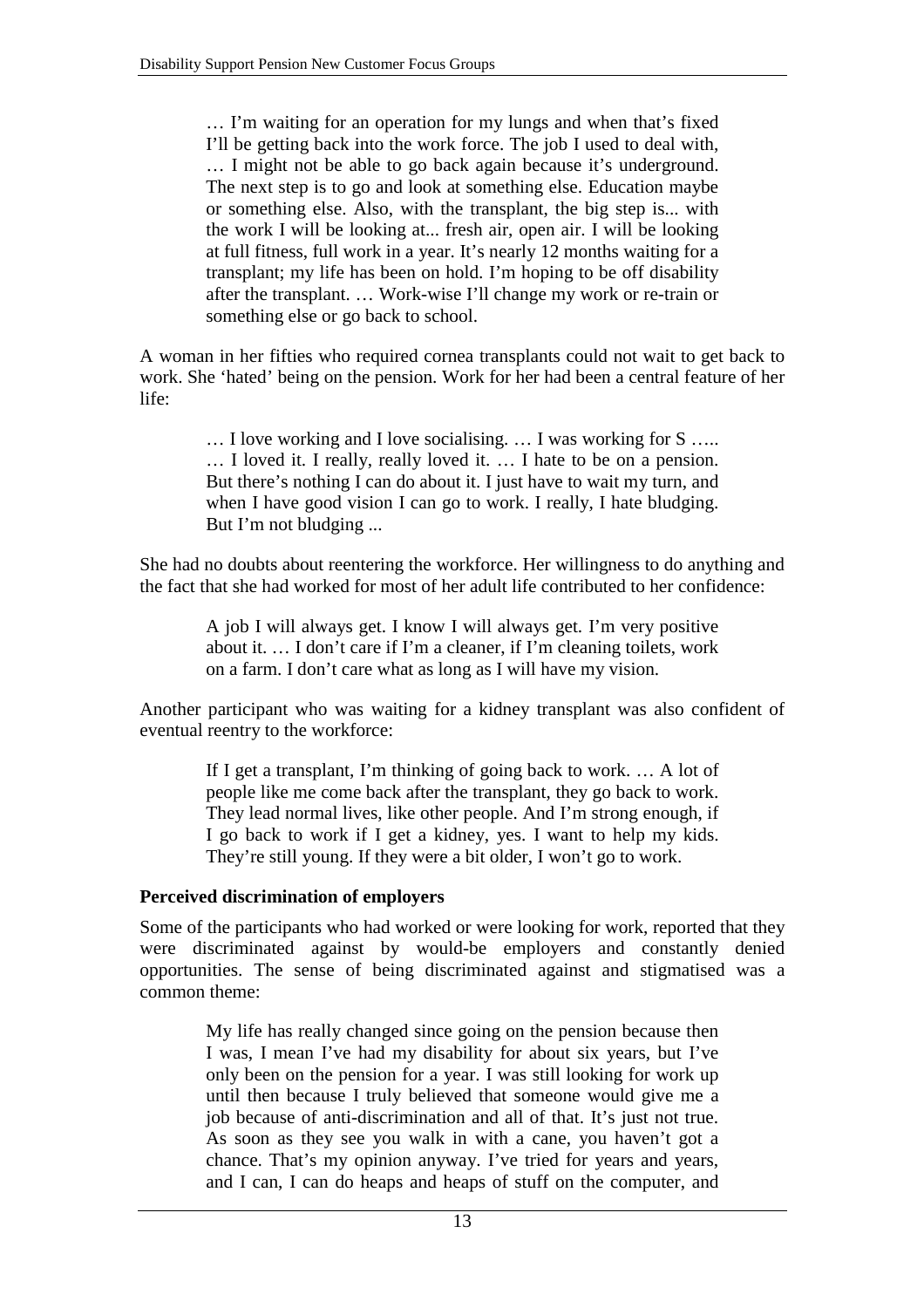> … I'm waiting for an operation for my lungs and when that's fixed I'll be getting back into the work force. The job I used to deal with, … I might not be able to go back again because it's underground. The next step is to go and look at something else. Education maybe or something else. Also, with the transplant, the big step is... with the work I will be looking at... fresh air, open air. I will be looking at full fitness, full work in a year. It's nearly 12 months waiting for a transplant; my life has been on hold. I'm hoping to be off disability after the transplant. … Work-wise I'll change my work or re-train or something else or go back to school.

A woman in her fifties who required cornea transplants could not wait to get back to work. She 'hated' being on the pension. Work for her had been a central feature of her life:

> … I love working and I love socialising. … I was working for S ….. … I loved it. I really, really loved it. … I hate to be on a pension. But there's nothing I can do about it. I just have to wait my turn, and when I have good vision I can go to work. I really, I hate bludging. But I'm not bludging ...

She had no doubts about reentering the workforce. Her willingness to do anything and the fact that she had worked for most of her adult life contributed to her confidence:

> A job I will always get. I know I will always get. I'm very positive about it. … I don't care if I'm a cleaner, if I'm cleaning toilets, work on a farm. I don't care what as long as I will have my vision.

Another participant who was waiting for a kidney transplant was also confident of eventual reentry to the workforce:

> If I get a transplant, I'm thinking of going back to work. … A lot of people like me come back after the transplant, they go back to work. They lead normal lives, like other people. And I'm strong enough, if I go back to work if I get a kidney, yes. I want to help my kids. They're still young. If they were a bit older, I won't go to work.

**Perceived discrimination of employers**

Some of the participants who had worked or were looking for work, reported that they were discriminated against by would-be employers and constantly denied opportunities. The sense of being discriminated against and stigmatised was a common theme:

> My life has really changed since going on the pension because then I was, I mean I've had my disability for about six years, but I've only been on the pension for a year. I was still looking for work up until then because I truly believed that someone would give me a job because of anti-discrimination and all of that. It's just not true. As soon as they see you walk in with a cane, you haven't got a chance. That's my opinion anyway. I've tried for years and years, and I can, I can do heaps and heaps of stuff on the computer, and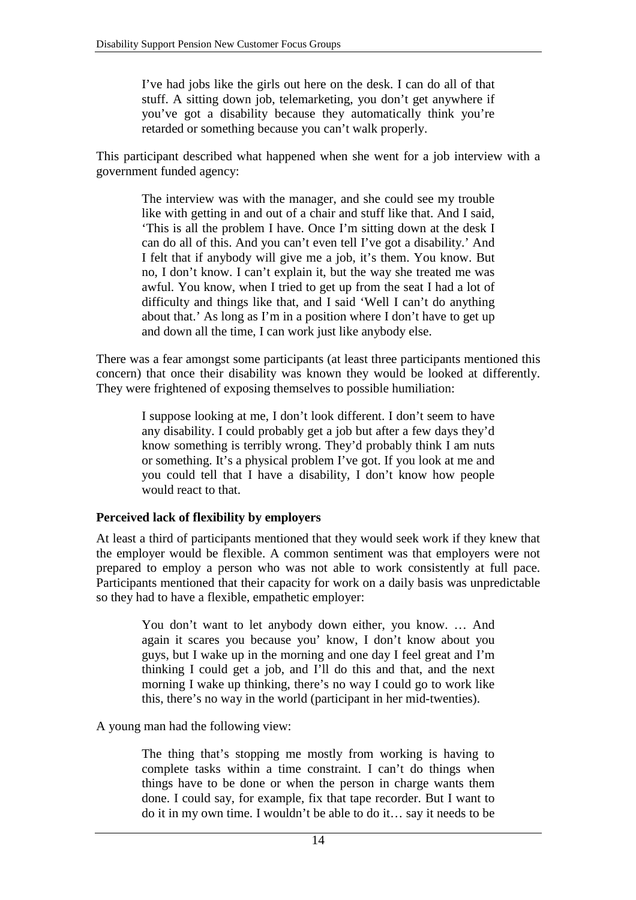> I've had jobs like the girls out here on the desk. I can do all of that stuff. A sitting down job, telemarketing, you don't get anywhere if you've got a disability because they automatically think you're retarded or something because you can't walk properly.

This participant described what happened when she went for a job interview with a government funded agency:

> The interview was with the manager, and she could see my trouble like with getting in and out of a chair and stuff like that. And I said, 'This is all the problem I have. Once I'm sitting down at the desk I can do all of this. And you can't even tell I've got a disability.' And I felt that if anybody will give me a job, it's them. You know. But no, I don't know. I can't explain it, but the way she treated me was awful. You know, when I tried to get up from the seat I had a lot of difficulty and things like that, and I said 'Well I can't do anything about that.' As long as I'm in a position where I don't have to get up and down all the time, I can work just like anybody else.

There was a fear amongst some participants (at least three participants mentioned this concern) that once their disability was known they would be looked at differently. They were frightened of exposing themselves to possible humiliation:

> I suppose looking at me, I don't look different. I don't seem to have any disability. I could probably get a job but after a few days they'd know something is terribly wrong. They'd probably think I am nuts or something. It's a physical problem I've got. If you look at me and you could tell that I have a disability, I don't know how people would react to that.

**Perceived lack of flexibility by employers**

At least a third of participants mentioned that they would seek work if they knew that the employer would be flexible. A common sentiment was that employers were not prepared to employ a person who was not able to work consistently at full pace. Participants mentioned that their capacity for work on a daily basis was unpredictable so they had to have a flexible, empathetic employer:

> You don't want to let anybody down either, you know. … And again it scares you because you' know, I don't know about you guys, but I wake up in the morning and one day I feel great and I'm thinking I could get a job, and I'll do this and that, and the next morning I wake up thinking, there's no way I could go to work like this, there's no way in the world (participant in her mid-twenties).

A young man had the following view:

> The thing that's stopping me mostly from working is having to complete tasks within a time constraint. I can't do things when things have to be done or when the person in charge wants them done. I could say, for example, fix that tape recorder. But I want to do it in my own time. I wouldn't be able to do it… say it needs to be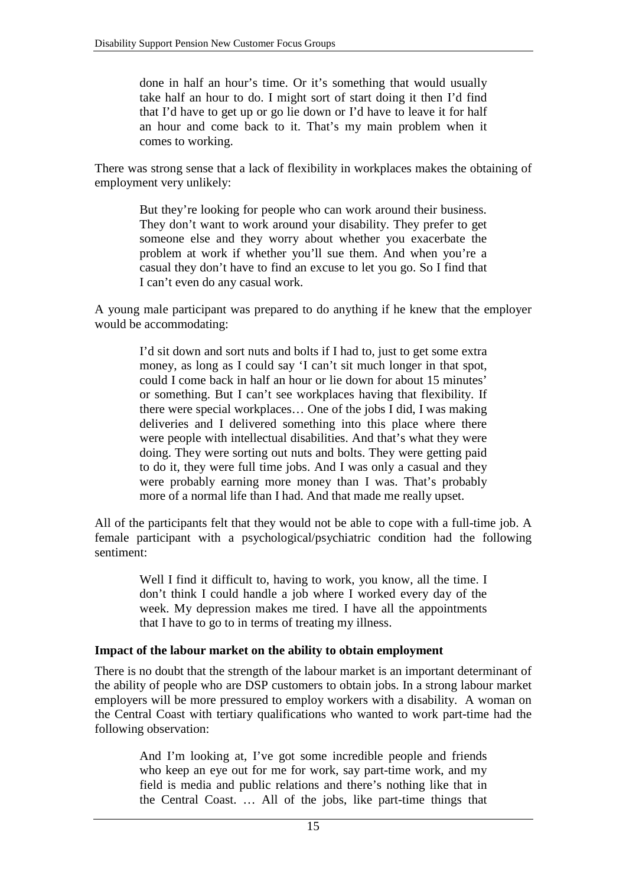> done in half an hour's time. Or it's something that would usually take half an hour to do. I might sort of start doing it then I'd find that I'd have to get up or go lie down or I'd have to leave it for half an hour and come back to it. That's my main problem when it comes to working.

There was strong sense that a lack of flexibility in workplaces makes the obtaining of employment very unlikely:

> But they're looking for people who can work around their business. They don't want to work around your disability. They prefer to get someone else and they worry about whether you exacerbate the problem at work if whether you'll sue them. And when you're a casual they don't have to find an excuse to let you go. So I find that I can't even do any casual work.

A young male participant was prepared to do anything if he knew that the employer would be accommodating:

> I'd sit down and sort nuts and bolts if I had to, just to get some extra money, as long as I could say 'I can't sit much longer in that spot, could I come back in half an hour or lie down for about 15 minutes' or something. But I can't see workplaces having that flexibility. If there were special workplaces… One of the jobs I did, I was making deliveries and I delivered something into this place where there were people with intellectual disabilities. And that's what they were doing. They were sorting out nuts and bolts. They were getting paid to do it, they were full time jobs. And I was only a casual and they were probably earning more money than I was. That's probably more of a normal life than I had. And that made me really upset.

All of the participants felt that they would not be able to cope with a full-time job. A female participant with a psychological/psychiatric condition had the following sentiment:

> Well I find it difficult to, having to work, you know, all the time. I don't think I could handle a job where I worked every day of the week. My depression makes me tired. I have all the appointments that I have to go to in terms of treating my illness.

**Impact of the labour market on the ability to obtain employment**

There is no doubt that the strength of the labour market is an important determinant of the ability of people who are DSP customers to obtain jobs. In a strong labour market employers will be more pressured to employ workers with a disability. A woman on the Central Coast with tertiary qualifications who wanted to work part-time had the following observation:

> And I'm looking at, I've got some incredible people and friends who keep an eye out for me for work, say part-time work, and my field is media and public relations and there's nothing like that in the Central Coast. … All of the jobs, like part-time things that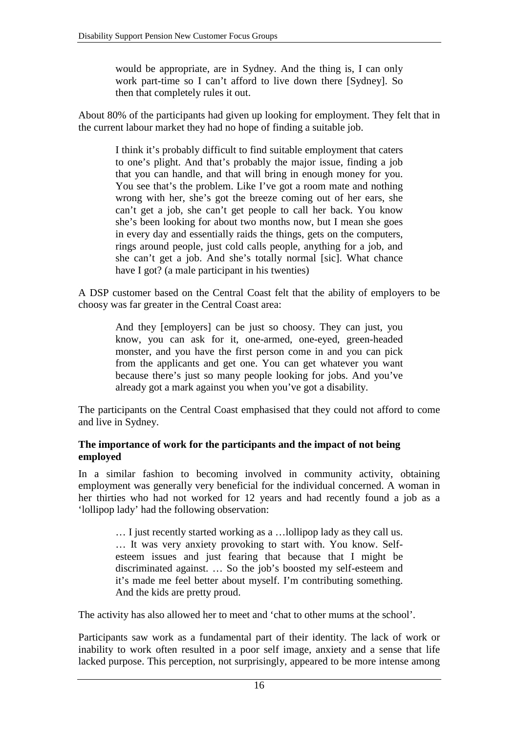> would be appropriate, are in Sydney. And the thing is, I can only work part-time so I can't afford to live down there [Sydney]. So then that completely rules it out.

About 80% of the participants had given up looking for employment. They felt that in the current labour market they had no hope of finding a suitable job.

> I think it's probably difficult to find suitable employment that caters to one's plight. And that's probably the major issue, finding a job that you can handle, and that will bring in enough money for you. You see that's the problem. Like I've got a room mate and nothing wrong with her, she's got the breeze coming out of her ears, she can't get a job, she can't get people to call her back. You know she's been looking for about two months now, but I mean she goes in every day and essentially raids the things, gets on the computers, rings around people, just cold calls people, anything for a job, and she can't get a job. And she's totally normal [sic]. What chance have I got? (a male participant in his twenties)

A DSP customer based on the Central Coast felt that the ability of employers to be choosy was far greater in the Central Coast area:

> And they [employers] can be just so choosy. They can just, you know, you can ask for it, one-armed, one-eyed, green-headed monster, and you have the first person come in and you can pick from the applicants and get one. You can get whatever you want because there's just so many people looking for jobs. And you've already got a mark against you when you've got a disability.

The participants on the Central Coast emphasised that they could not afford to come and live in Sydney.

**The importance of work for the participants and the impact of not being employed**

In a similar fashion to becoming involved in community activity, obtaining employment was generally very beneficial for the individual concerned. A woman in her thirties who had not worked for 12 years and had recently found a job as a 'lollipop lady' had the following observation:

> … I just recently started working as a …lollipop lady as they call us. … It was very anxiety provoking to start with. You know. Self-esteem issues and just fearing that because that I might be discriminated against. … So the job's boosted my self-esteem and it's made me feel better about myself. I'm contributing something. And the kids are pretty proud.

The activity has also allowed her to meet and 'chat to other mums at the school'.

Participants saw work as a fundamental part of their identity. The lack of work or inability to work often resulted in a poor self image, anxiety and a sense that life lacked purpose. This perception, not surprisingly, appeared to be more intense among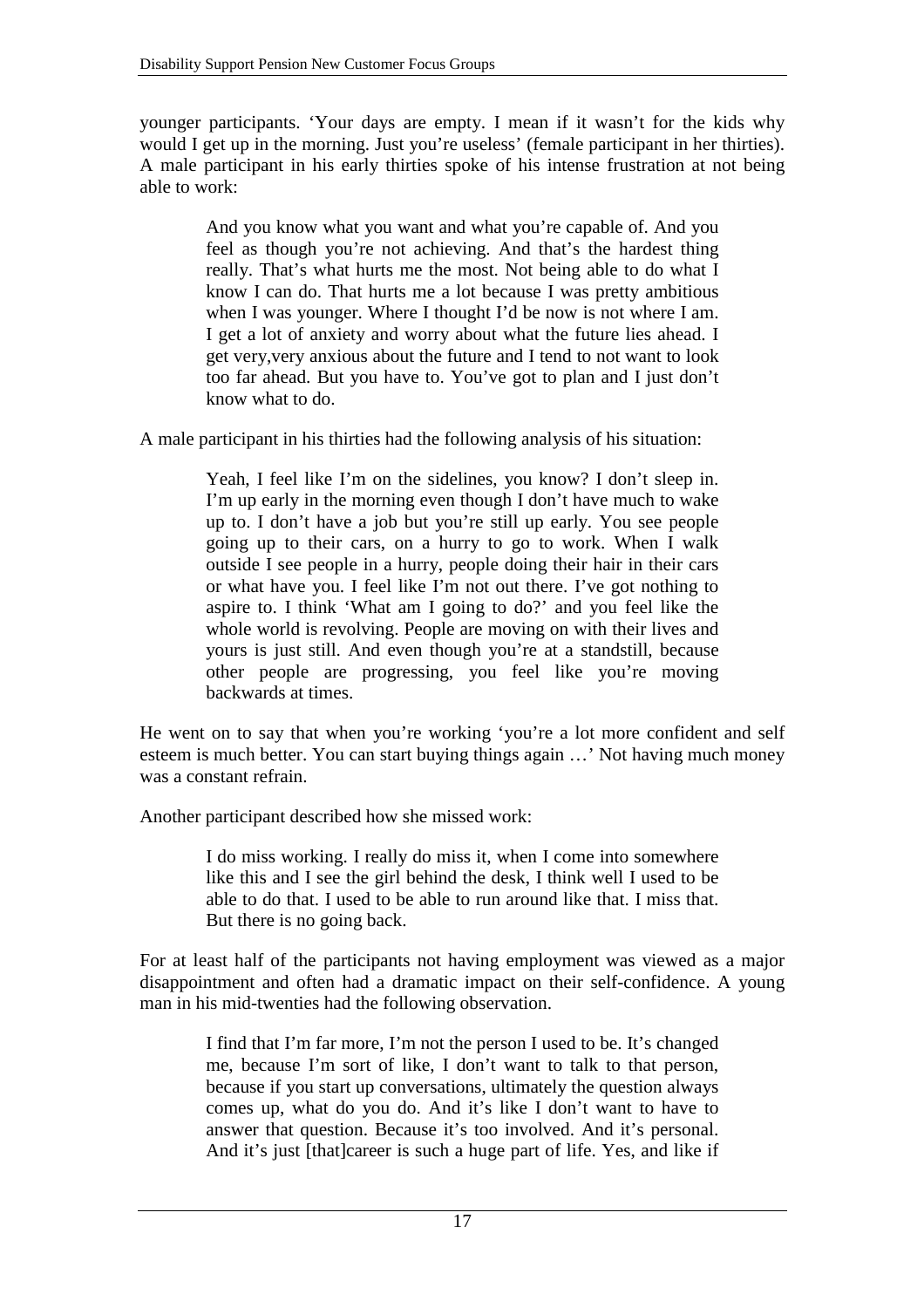younger participants. 'Your days are empty. I mean if it wasn't for the kids why would I get up in the morning. Just you're useless' (female participant in her thirties). A male participant in his early thirties spoke of his intense frustration at not being able to work:

> And you know what you want and what you're capable of. And you feel as though you're not achieving. And that's the hardest thing really. That's what hurts me the most. Not being able to do what I know I can do. That hurts me a lot because I was pretty ambitious when I was younger. Where I thought I'd be now is not where I am. I get a lot of anxiety and worry about what the future lies ahead. I get very,very anxious about the future and I tend to not want to look too far ahead. But you have to. You've got to plan and I just don't know what to do.

A male participant in his thirties had the following analysis of his situation:

> Yeah, I feel like I'm on the sidelines, you know? I don't sleep in. I'm up early in the morning even though I don't have much to wake up to. I don't have a job but you're still up early. You see people going up to their cars, on a hurry to go to work. When I walk outside I see people in a hurry, people doing their hair in their cars or what have you. I feel like I'm not out there. I've got nothing to aspire to. I think 'What am I going to do?' and you feel like the whole world is revolving. People are moving on with their lives and yours is just still. And even though you're at a standstill, because other people are progressing, you feel like you're moving backwards at times.

He went on to say that when you're working 'you're a lot more confident and self esteem is much better. You can start buying things again …' Not having much money was a constant refrain.

Another participant described how she missed work:

> I do miss working. I really do miss it, when I come into somewhere like this and I see the girl behind the desk, I think well I used to be able to do that. I used to be able to run around like that. I miss that. But there is no going back.

For at least half of the participants not having employment was viewed as a major disappointment and often had a dramatic impact on their self-confidence. A young man in his mid-twenties had the following observation.

> I find that I'm far more, I'm not the person I used to be. It's changed me, because I'm sort of like, I don't want to talk to that person, because if you start up conversations, ultimately the question always comes up, what do you do. And it's like I don't want to have to answer that question. Because it's too involved. And it's personal. And it's just [that]career is such a huge part of life. Yes, and like if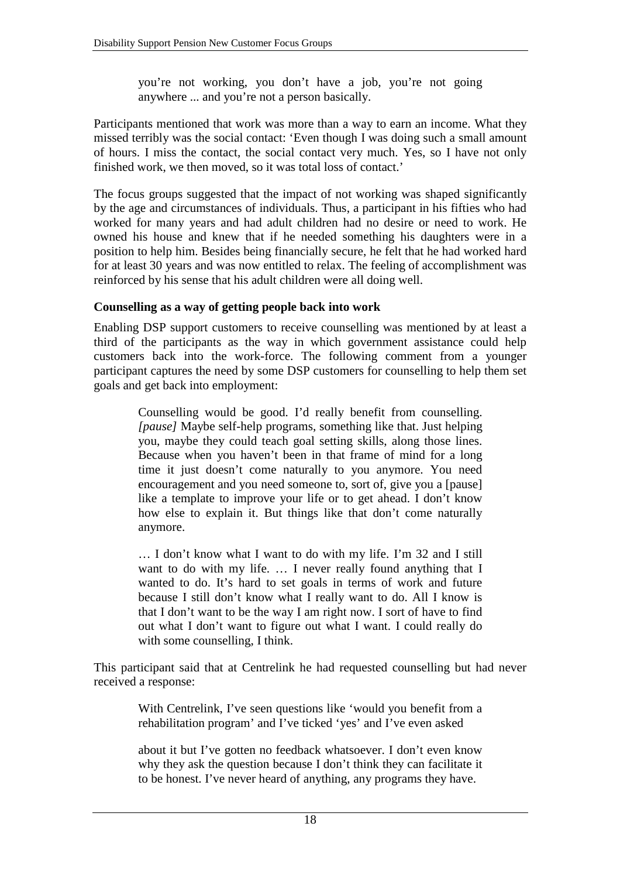> you're not working, you don't have a job, you're not going anywhere ... and you're not a person basically.

Participants mentioned that work was more than a way to earn an income. What they missed terribly was the social contact: 'Even though I was doing such a small amount of hours. I miss the contact, the social contact very much. Yes, so I have not only finished work, we then moved, so it was total loss of contact.'

The focus groups suggested that the impact of not working was shaped significantly by the age and circumstances of individuals. Thus, a participant in his fifties who had worked for many years and had adult children had no desire or need to work. He owned his house and knew that if he needed something his daughters were in a position to help him. Besides being financially secure, he felt that he had worked hard for at least 30 years and was now entitled to relax. The feeling of accomplishment was reinforced by his sense that his adult children were all doing well.

**Counselling as a way of getting people back into work**

Enabling DSP support customers to receive counselling was mentioned by at least a third of the participants as the way in which government assistance could help customers back into the work-force. The following comment from a younger participant captures the need by some DSP customers for counselling to help them set goals and get back into employment:

> Counselling would be good. I'd really benefit from counselling. *[pause]* Maybe self-help programs, something like that. Just helping you, maybe they could teach goal setting skills, along those lines. Because when you haven't been in that frame of mind for a long time it just doesn't come naturally to you anymore. You need encouragement and you need someone to, sort of, give you a [pause] like a template to improve your life or to get ahead. I don't know how else to explain it. But things like that don't come naturally anymore.
>
> … I don't know what I want to do with my life. I'm 32 and I still want to do with my life. … I never really found anything that I wanted to do. It's hard to set goals in terms of work and future because I still don't know what I really want to do. All I know is that I don't want to be the way I am right now. I sort of have to find out what I don't want to figure out what I want. I could really do with some counselling, I think.

This participant said that at Centrelink he had requested counselling but had never received a response:

> With Centrelink, I've seen questions like 'would you benefit from a rehabilitation program' and I've ticked 'yes' and I've even asked
>
> about it but I've gotten no feedback whatsoever. I don't even know why they ask the question because I don't think they can facilitate it to be honest. I've never heard of anything, any programs they have.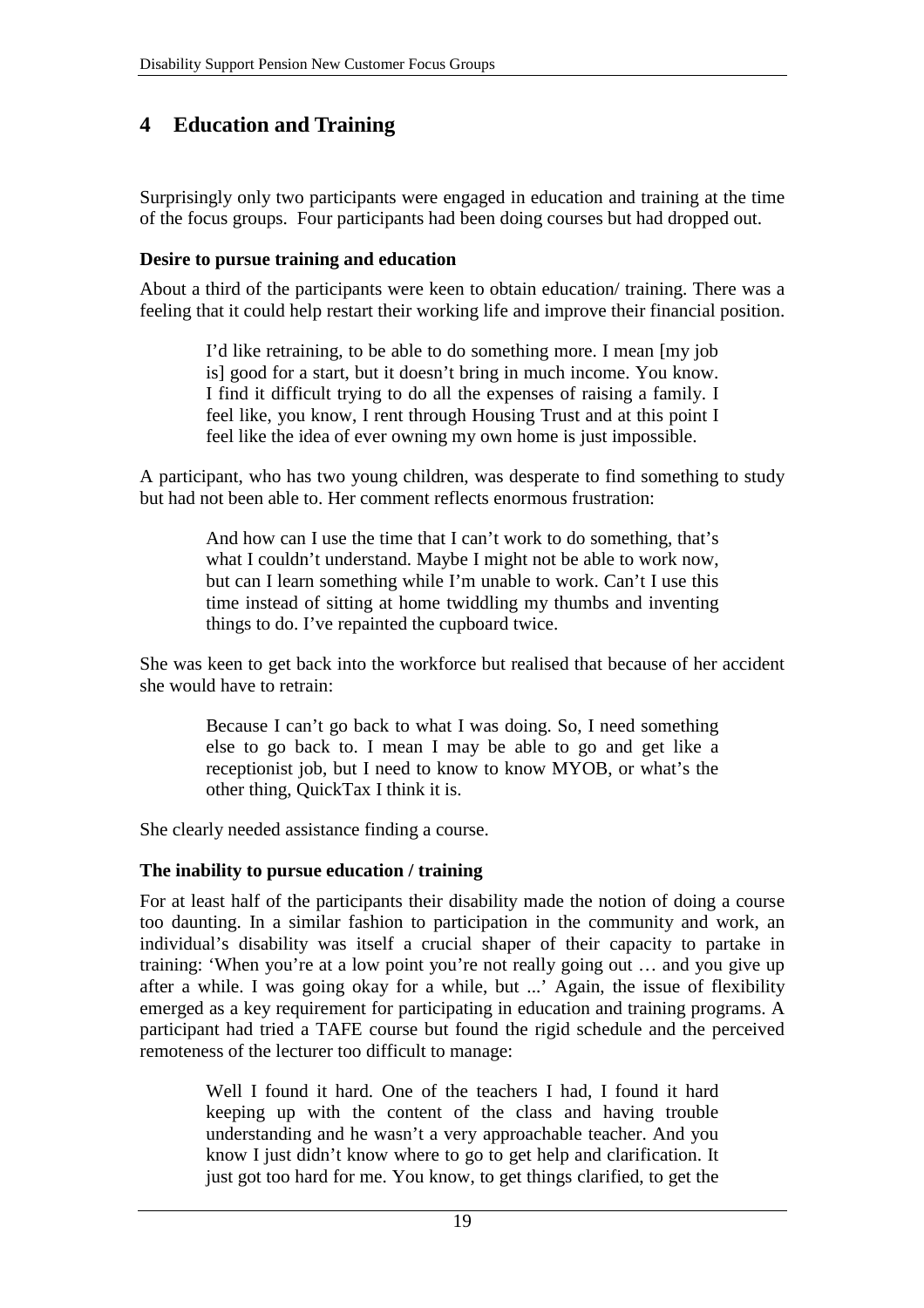# 4 Education and Training

Surprisingly only two participants were engaged in education and training at the time of the focus groups. Four participants had been doing courses but had dropped out.

### Desire to pursue training and education

About a third of the participants were keen to obtain education/ training. There was a feeling that it could help restart their working life and improve their financial position.

> I'd like retraining, to be able to do something more. I mean [my job is] good for a start, but it doesn't bring in much income. You know. I find it difficult trying to do all the expenses of raising a family. I feel like, you know, I rent through Housing Trust and at this point I feel like the idea of ever owning my own home is just impossible.

A participant, who has two young children, was desperate to find something to study but had not been able to. Her comment reflects enormous frustration:

> And how can I use the time that I can't work to do something, that's what I couldn't understand. Maybe I might not be able to work now, but can I learn something while I'm unable to work. Can't I use this time instead of sitting at home twiddling my thumbs and inventing things to do. I've repainted the cupboard twice.

She was keen to get back into the workforce but realised that because of her accident she would have to retrain:

> Because I can't go back to what I was doing. So, I need something else to go back to. I mean I may be able to go and get like a receptionist job, but I need to know to know MYOB, or what's the other thing, QuickTax I think it is.

She clearly needed assistance finding a course.

### The inability to pursue education / training

For at least half of the participants their disability made the notion of doing a course too daunting. In a similar fashion to participation in the community and work, an individual's disability was itself a crucial shaper of their capacity to partake in training: 'When you're at a low point you're not really going out … and you give up after a while. I was going okay for a while, but ...' Again, the issue of flexibility emerged as a key requirement for participating in education and training programs. A participant had tried a TAFE course but found the rigid schedule and the perceived remoteness of the lecturer too difficult to manage:

> Well I found it hard. One of the teachers I had, I found it hard keeping up with the content of the class and having trouble understanding and he wasn't a very approachable teacher. And you know I just didn't know where to go to get help and clarification. It just got too hard for me. You know, to get things clarified, to get the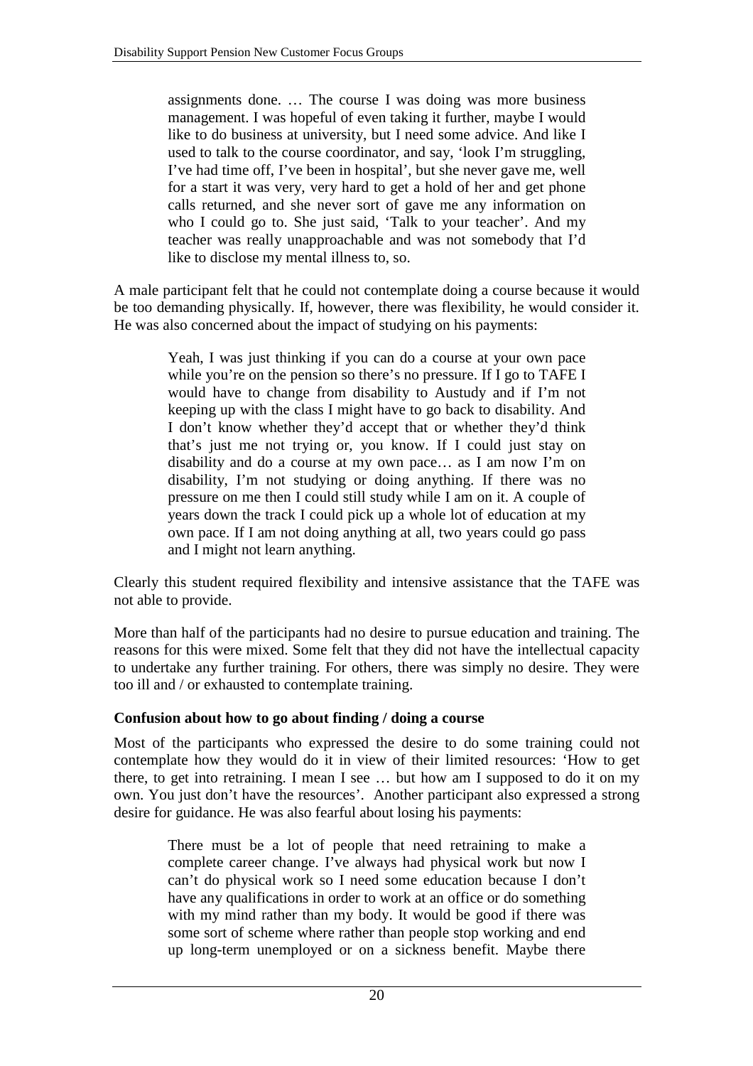> assignments done. … The course I was doing was more business management. I was hopeful of even taking it further, maybe I would like to do business at university, but I need some advice. And like I used to talk to the course coordinator, and say, 'look I'm struggling, I've had time off, I've been in hospital', but she never gave me, well for a start it was very, very hard to get a hold of her and get phone calls returned, and she never sort of gave me any information on who I could go to. She just said, 'Talk to your teacher'. And my teacher was really unapproachable and was not somebody that I'd like to disclose my mental illness to, so.

A male participant felt that he could not contemplate doing a course because it would be too demanding physically. If, however, there was flexibility, he would consider it. He was also concerned about the impact of studying on his payments:

> Yeah, I was just thinking if you can do a course at your own pace while you're on the pension so there's no pressure. If I go to TAFE I would have to change from disability to Austudy and if I'm not keeping up with the class I might have to go back to disability. And I don't know whether they'd accept that or whether they'd think that's just me not trying or, you know. If I could just stay on disability and do a course at my own pace… as I am now I'm on disability, I'm not studying or doing anything. If there was no pressure on me then I could still study while I am on it. A couple of years down the track I could pick up a whole lot of education at my own pace. If I am not doing anything at all, two years could go pass and I might not learn anything.

Clearly this student required flexibility and intensive assistance that the TAFE was not able to provide.

More than half of the participants had no desire to pursue education and training. The reasons for this were mixed. Some felt that they did not have the intellectual capacity to undertake any further training. For others, there was simply no desire. They were too ill and / or exhausted to contemplate training.

**Confusion about how to go about finding / doing a course**

Most of the participants who expressed the desire to do some training could not contemplate how they would do it in view of their limited resources: 'How to get there, to get into retraining. I mean I see … but how am I supposed to do it on my own. You just don't have the resources'. Another participant also expressed a strong desire for guidance. He was also fearful about losing his payments:

> There must be a lot of people that need retraining to make a complete career change. I've always had physical work but now I can't do physical work so I need some education because I don't have any qualifications in order to work at an office or do something with my mind rather than my body. It would be good if there was some sort of scheme where rather than people stop working and end up long-term unemployed or on a sickness benefit. Maybe there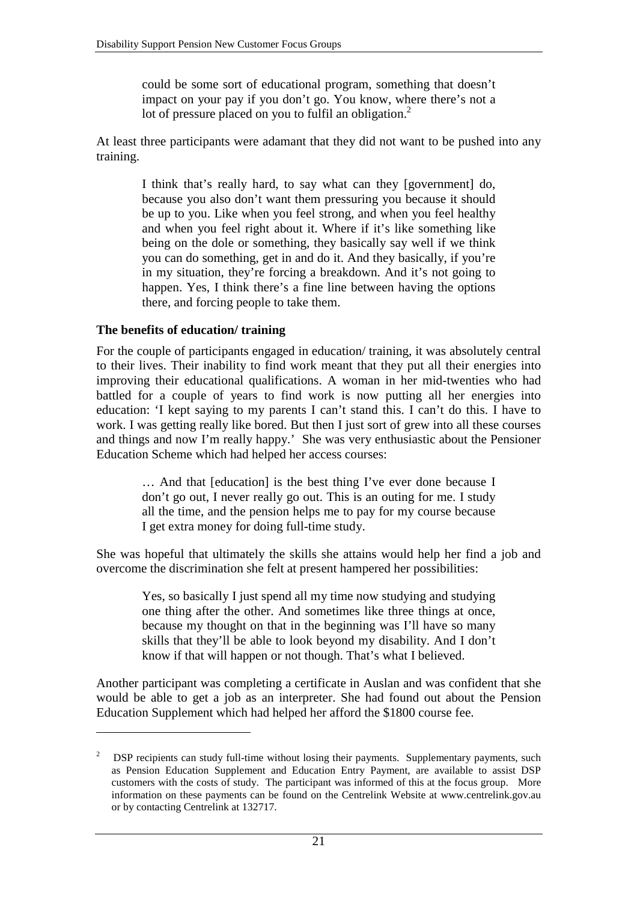> could be some sort of educational program, something that doesn't impact on your pay if you don't go. You know, where there's not a lot of pressure placed on you to fulfil an obligation.[2]

At least three participants were adamant that they did not want to be pushed into any training.

> I think that's really hard, to say what can they [government] do, because you also don't want them pressuring you because it should be up to you. Like when you feel strong, and when you feel healthy and when you feel right about it. Where if it's like something like being on the dole or something, they basically say well if we think you can do something, get in and do it. And they basically, if you're in my situation, they're forcing a breakdown. And it's not going to happen. Yes, I think there's a fine line between having the options there, and forcing people to take them.

**The benefits of education/ training**

For the couple of participants engaged in education/ training, it was absolutely central to their lives. Their inability to find work meant that they put all their energies into improving their educational qualifications. A woman in her mid-twenties who had battled for a couple of years to find work is now putting all her energies into education: 'I kept saying to my parents I can't stand this. I can't do this. I have to work. I was getting really like bored. But then I just sort of grew into all these courses and things and now I'm really happy.' She was very enthusiastic about the Pensioner Education Scheme which had helped her access courses:

> … And that [education] is the best thing I've ever done because I don't go out, I never really go out. This is an outing for me. I study all the time, and the pension helps me to pay for my course because I get extra money for doing full-time study.

She was hopeful that ultimately the skills she attains would help her find a job and overcome the discrimination she felt at present hampered her possibilities:

> Yes, so basically I just spend all my time now studying and studying one thing after the other. And sometimes like three things at once, because my thought on that in the beginning was I'll have so many skills that they'll be able to look beyond my disability. And I don't know if that will happen or not though. That's what I believed.

Another participant was completing a certificate in Auslan and was confident that she would be able to get a job as an interpreter. She had found out about the Pension Education Supplement which had helped her afford the $1800 course fee.

---

[2] DSP recipients can study full-time without losing their payments. Supplementary payments, such as Pension Education Supplement and Education Entry Payment, are available to assist DSP customers with the costs of study. The participant was informed of this at the focus group. More information on these payments can be found on the Centrelink Website at www.centrelink.gov.au or by contacting Centrelink at 132717.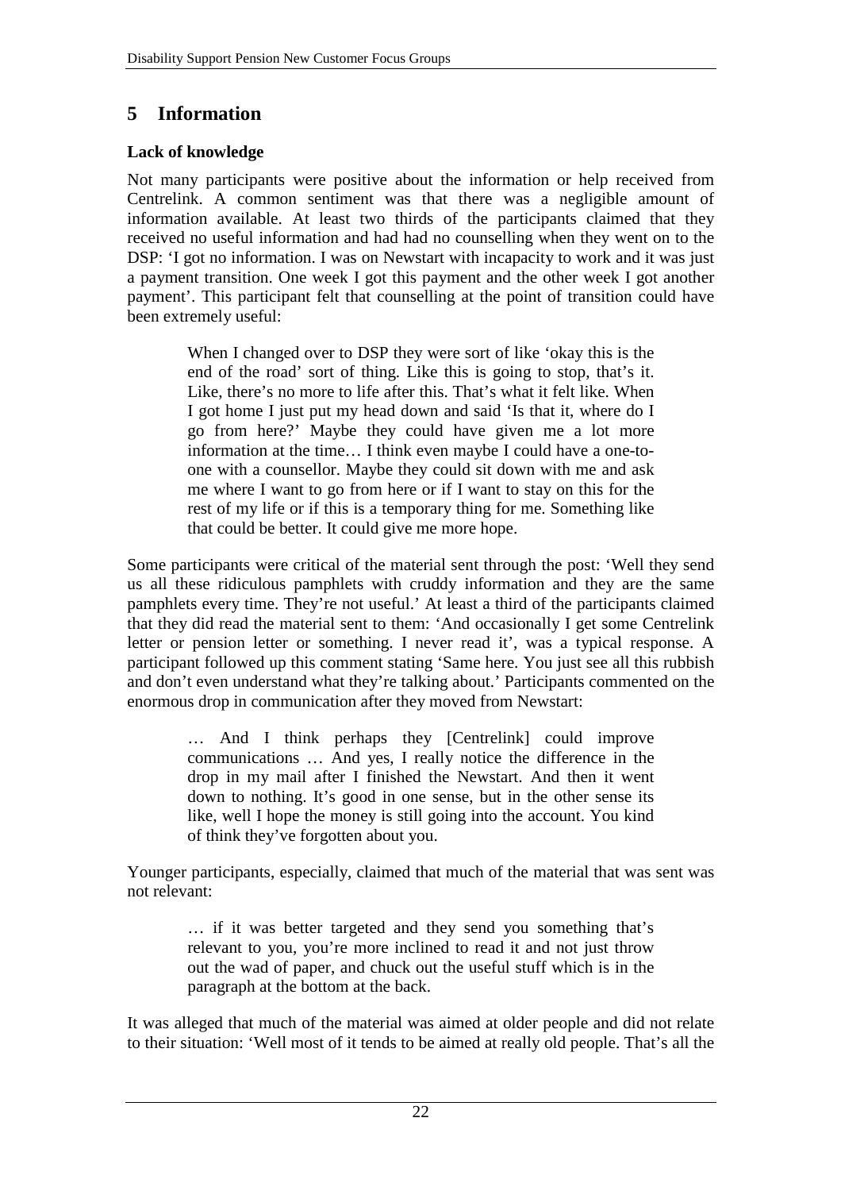## 5 Information

### Lack of knowledge

Not many participants were positive about the information or help received from Centrelink. A common sentiment was that there was a negligible amount of information available. At least two thirds of the participants claimed that they received no useful information and had had no counselling when they went on to the DSP: 'I got no information. I was on Newstart with incapacity to work and it was just a payment transition. One week I got this payment and the other week I got another payment'. This participant felt that counselling at the point of transition could have been extremely useful:

> When I changed over to DSP they were sort of like 'okay this is the end of the road' sort of thing. Like this is going to stop, that's it. Like, there's no more to life after this. That's what it felt like. When I got home I just put my head down and said 'Is that it, where do I go from here?' Maybe they could have given me a lot more information at the time… I think even maybe I could have a one-to-one with a counsellor. Maybe they could sit down with me and ask me where I want to go from here or if I want to stay on this for the rest of my life or if this is a temporary thing for me. Something like that could be better. It could give me more hope.

Some participants were critical of the material sent through the post: 'Well they send us all these ridiculous pamphlets with cruddy information and they are the same pamphlets every time. They're not useful.' At least a third of the participants claimed that they did read the material sent to them: 'And occasionally I get some Centrelink letter or pension letter or something. I never read it', was a typical response. A participant followed up this comment stating 'Same here. You just see all this rubbish and don't even understand what they're talking about.' Participants commented on the enormous drop in communication after they moved from Newstart:

> … And I think perhaps they [Centrelink] could improve communications … And yes, I really notice the difference in the drop in my mail after I finished the Newstart. And then it went down to nothing. It's good in one sense, but in the other sense its like, well I hope the money is still going into the account. You kind of think they've forgotten about you.

Younger participants, especially, claimed that much of the material that was sent was not relevant:

> … if it was better targeted and they send you something that's relevant to you, you're more inclined to read it and not just throw out the wad of paper, and chuck out the useful stuff which is in the paragraph at the bottom at the back.

It was alleged that much of the material was aimed at older people and did not relate to their situation: 'Well most of it tends to be aimed at really old people. That's all the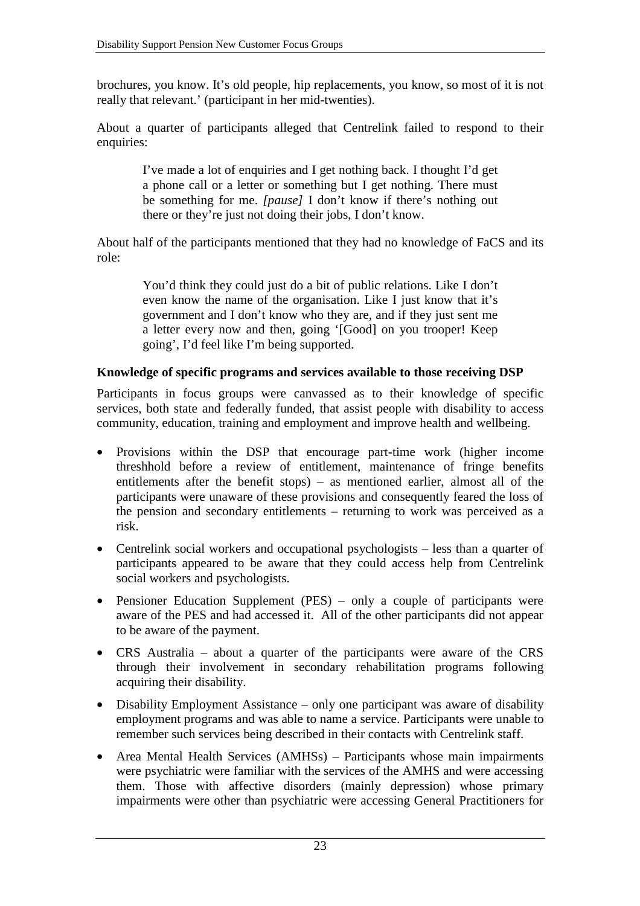brochures, you know. It's old people, hip replacements, you know, so most of it is not really that relevant.' (participant in her mid-twenties).

About a quarter of participants alleged that Centrelink failed to respond to their enquiries:

> I've made a lot of enquiries and I get nothing back. I thought I'd get a phone call or a letter or something but I get nothing. There must be something for me. *[pause]* I don't know if there's nothing out there or they're just not doing their jobs, I don't know.

About half of the participants mentioned that they had no knowledge of FaCS and its role:

> You'd think they could just do a bit of public relations. Like I don't even know the name of the organisation. Like I just know that it's government and I don't know who they are, and if they just sent me a letter every now and then, going '[Good] on you trooper! Keep going', I'd feel like I'm being supported.

**Knowledge of specific programs and services available to those receiving DSP**

Participants in focus groups were canvassed as to their knowledge of specific services, both state and federally funded, that assist people with disability to access community, education, training and employment and improve health and wellbeing.

- Provisions within the DSP that encourage part-time work (higher income threshhold before a review of entitlement, maintenance of fringe benefits entitlements after the benefit stops) – as mentioned earlier, almost all of the participants were unaware of these provisions and consequently feared the loss of the pension and secondary entitlements – returning to work was perceived as a risk.
- Centrelink social workers and occupational psychologists – less than a quarter of participants appeared to be aware that they could access help from Centrelink social workers and psychologists.
- Pensioner Education Supplement (PES) – only a couple of participants were aware of the PES and had accessed it. All of the other participants did not appear to be aware of the payment.
- CRS Australia – about a quarter of the participants were aware of the CRS through their involvement in secondary rehabilitation programs following acquiring their disability.
- Disability Employment Assistance – only one participant was aware of disability employment programs and was able to name a service. Participants were unable to remember such services being described in their contacts with Centrelink staff.
- Area Mental Health Services (AMHSs) – Participants whose main impairments were psychiatric were familiar with the services of the AMHS and were accessing them. Those with affective disorders (mainly depression) whose primary impairments were other than psychiatric were accessing General Practitioners for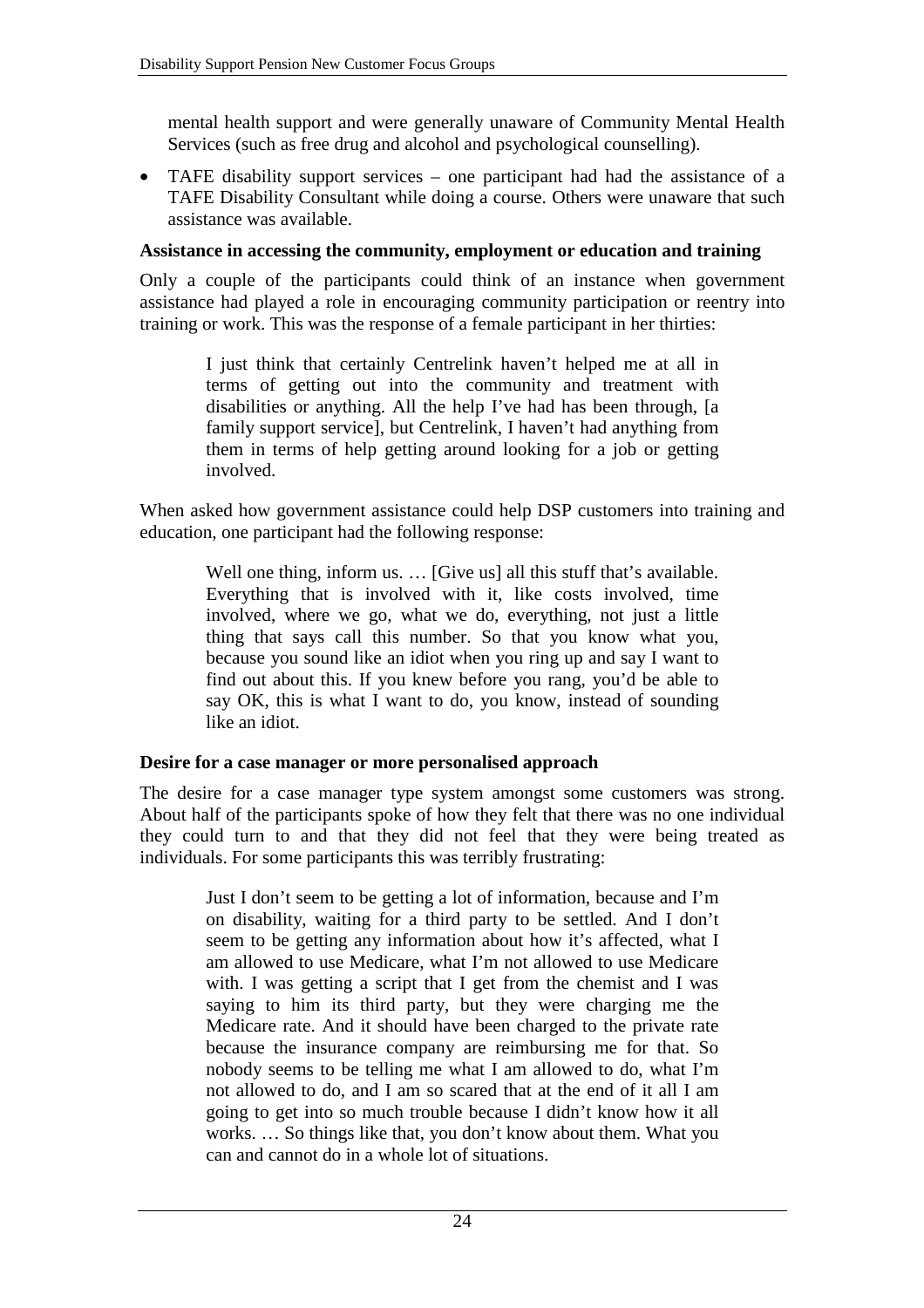mental health support and were generally unaware of Community Mental Health Services (such as free drug and alcohol and psychological counselling).

- TAFE disability support services – one participant had had the assistance of a TAFE Disability Consultant while doing a course. Others were unaware that such assistance was available.

**Assistance in accessing the community, employment or education and training**

Only a couple of the participants could think of an instance when government assistance had played a role in encouraging community participation or reentry into training or work. This was the response of a female participant in her thirties:

> I just think that certainly Centrelink haven't helped me at all in terms of getting out into the community and treatment with disabilities or anything. All the help I've had has been through, [a family support service], but Centrelink, I haven't had anything from them in terms of help getting around looking for a job or getting involved.

When asked how government assistance could help DSP customers into training and education, one participant had the following response:

> Well one thing, inform us. … [Give us] all this stuff that's available. Everything that is involved with it, like costs involved, time involved, where we go, what we do, everything, not just a little thing that says call this number. So that you know what you, because you sound like an idiot when you ring up and say I want to find out about this. If you knew before you rang, you'd be able to say OK, this is what I want to do, you know, instead of sounding like an idiot.

**Desire for a case manager or more personalised approach**

The desire for a case manager type system amongst some customers was strong. About half of the participants spoke of how they felt that there was no one individual they could turn to and that they did not feel that they were being treated as individuals. For some participants this was terribly frustrating:

> Just I don't seem to be getting a lot of information, because and I'm on disability, waiting for a third party to be settled. And I don't seem to be getting any information about how it's affected, what I am allowed to use Medicare, what I'm not allowed to use Medicare with. I was getting a script that I get from the chemist and I was saying to him its third party, but they were charging me the Medicare rate. And it should have been charged to the private rate because the insurance company are reimbursing me for that. So nobody seems to be telling me what I am allowed to do, what I'm not allowed to do, and I am so scared that at the end of it all I am going to get into so much trouble because I didn't know how it all works. … So things like that, you don't know about them. What you can and cannot do in a whole lot of situations.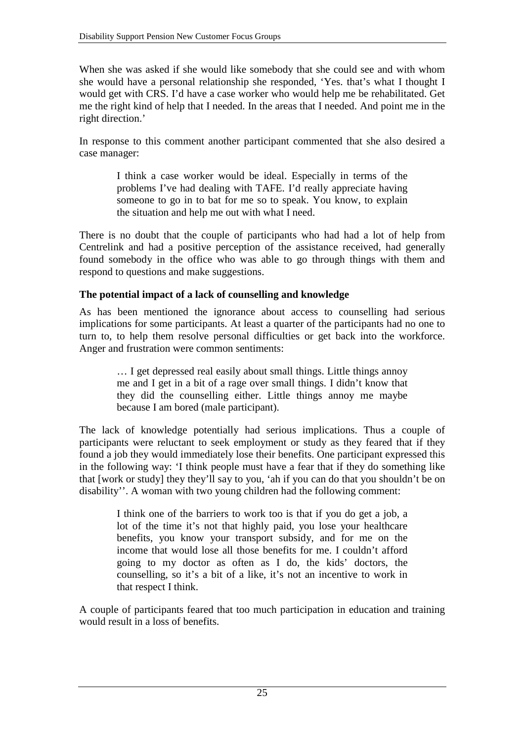When she was asked if she would like somebody that she could see and with whom she would have a personal relationship she responded, 'Yes. that's what I thought I would get with CRS. I'd have a case worker who would help me be rehabilitated. Get me the right kind of help that I needed. In the areas that I needed. And point me in the right direction.'

In response to this comment another participant commented that she also desired a case manager:

> I think a case worker would be ideal. Especially in terms of the problems I've had dealing with TAFE. I'd really appreciate having someone to go in to bat for me so to speak. You know, to explain the situation and help me out with what I need.

There is no doubt that the couple of participants who had had a lot of help from Centrelink and had a positive perception of the assistance received, had generally found somebody in the office who was able to go through things with them and respond to questions and make suggestions.

**The potential impact of a lack of counselling and knowledge**

As has been mentioned the ignorance about access to counselling had serious implications for some participants. At least a quarter of the participants had no one to turn to, to help them resolve personal difficulties or get back into the workforce. Anger and frustration were common sentiments:

> … I get depressed real easily about small things. Little things annoy me and I get in a bit of a rage over small things. I didn't know that they did the counselling either. Little things annoy me maybe because I am bored (male participant).

The lack of knowledge potentially had serious implications. Thus a couple of participants were reluctant to seek employment or study as they feared that if they found a job they would immediately lose their benefits. One participant expressed this in the following way: 'I think people must have a fear that if they do something like that [work or study] they they'll say to you, 'ah if you can do that you shouldn't be on disability''. A woman with two young children had the following comment:

> I think one of the barriers to work too is that if you do get a job, a lot of the time it's not that highly paid, you lose your healthcare benefits, you know your transport subsidy, and for me on the income that would lose all those benefits for me. I couldn't afford going to my doctor as often as I do, the kids' doctors, the counselling, so it's a bit of a like, it's not an incentive to work in that respect I think.

A couple of participants feared that too much participation in education and training would result in a loss of benefits.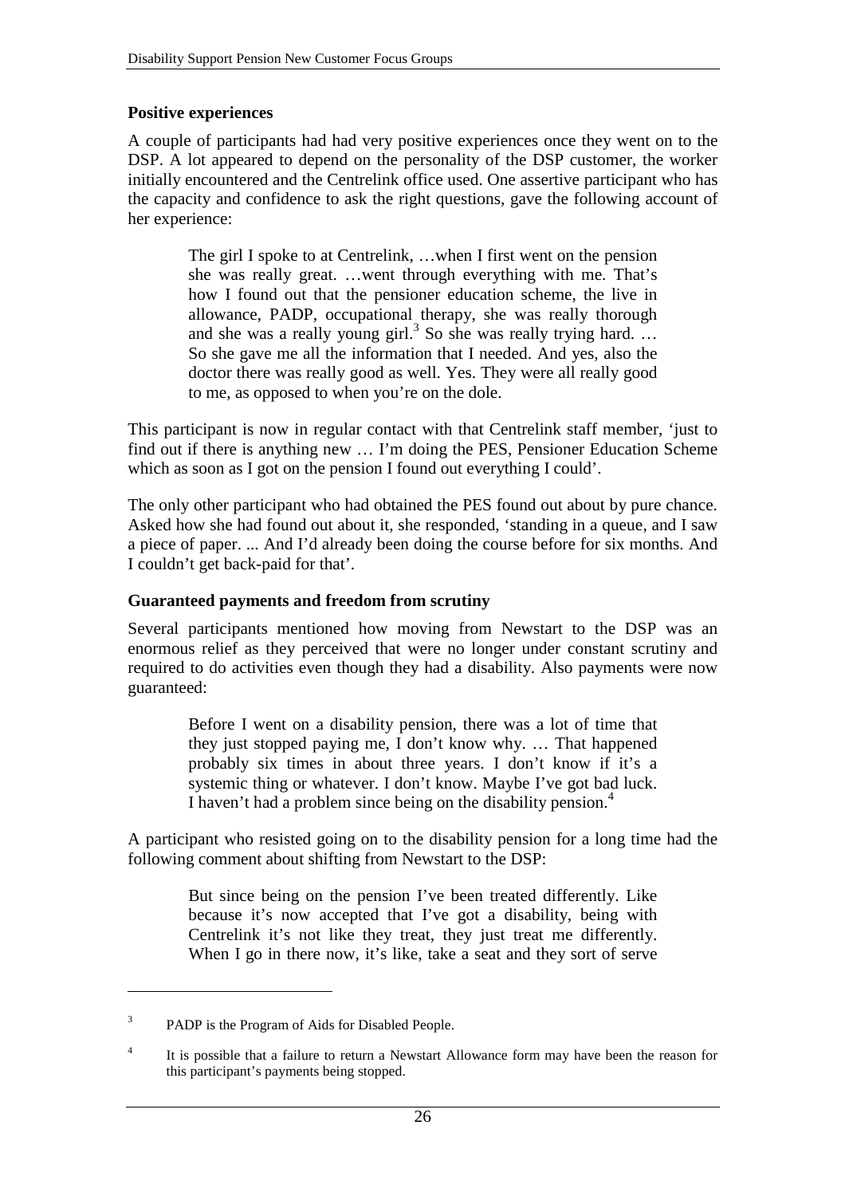### Positive experiences

A couple of participants had had very positive experiences once they went on to the DSP. A lot appeared to depend on the personality of the DSP customer, the worker initially encountered and the Centrelink office used. One assertive participant who has the capacity and confidence to ask the right questions, gave the following account of her experience:

> The girl I spoke to at Centrelink, …when I first went on the pension she was really great. …went through everything with me. That's how I found out that the pensioner education scheme, the live in allowance, PADP, occupational therapy, she was really thorough and she was a really young girl.[3] So she was really trying hard. … So she gave me all the information that I needed. And yes, also the doctor there was really good as well. Yes. They were all really good to me, as opposed to when you're on the dole.

This participant is now in regular contact with that Centrelink staff member, 'just to find out if there is anything new … I'm doing the PES, Pensioner Education Scheme which as soon as I got on the pension I found out everything I could'.

The only other participant who had obtained the PES found out about by pure chance. Asked how she had found out about it, she responded, 'standing in a queue, and I saw a piece of paper. ... And I'd already been doing the course before for six months. And I couldn't get back-paid for that'.

### Guaranteed payments and freedom from scrutiny

Several participants mentioned how moving from Newstart to the DSP was an enormous relief as they perceived that were no longer under constant scrutiny and required to do activities even though they had a disability. Also payments were now guaranteed:

> Before I went on a disability pension, there was a lot of time that they just stopped paying me, I don't know why. … That happened probably six times in about three years. I don't know if it's a systemic thing or whatever. I don't know. Maybe I've got bad luck. I haven't had a problem since being on the disability pension.[4]

A participant who resisted going on to the disability pension for a long time had the following comment about shifting from Newstart to the DSP:

> But since being on the pension I've been treated differently. Like because it's now accepted that I've got a disability, being with Centrelink it's not like they treat, they just treat me differently. When I go in there now, it's like, take a seat and they sort of serve

---

[3] PADP is the Program of Aids for Disabled People.

[4] It is possible that a failure to return a Newstart Allowance form may have been the reason for this participant's payments being stopped.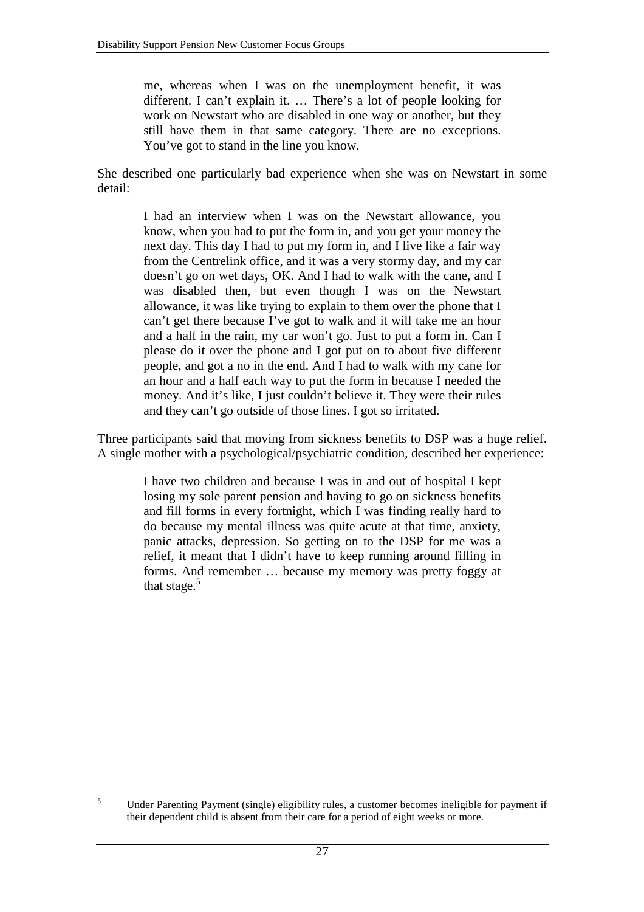> me, whereas when I was on the unemployment benefit, it was different. I can't explain it. … There's a lot of people looking for work on Newstart who are disabled in one way or another, but they still have them in that same category. There are no exceptions. You've got to stand in the line you know.

She described one particularly bad experience when she was on Newstart in some detail:

> I had an interview when I was on the Newstart allowance, you know, when you had to put the form in, and you get your money the next day. This day I had to put my form in, and I live like a fair way from the Centrelink office, and it was a very stormy day, and my car doesn't go on wet days, OK. And I had to walk with the cane, and I was disabled then, but even though I was on the Newstart allowance, it was like trying to explain to them over the phone that I can't get there because I've got to walk and it will take me an hour and a half in the rain, my car won't go. Just to put a form in. Can I please do it over the phone and I got put on to about five different people, and got a no in the end. And I had to walk with my cane for an hour and a half each way to put the form in because I needed the money. And it's like, I just couldn't believe it. They were their rules and they can't go outside of those lines. I got so irritated.

Three participants said that moving from sickness benefits to DSP was a huge relief. A single mother with a psychological/psychiatric condition, described her experience:

> I have two children and because I was in and out of hospital I kept losing my sole parent pension and having to go on sickness benefits and fill forms in every fortnight, which I was finding really hard to do because my mental illness was quite acute at that time, anxiety, panic attacks, depression. So getting on to the DSP for me was a relief, it meant that I didn't have to keep running around filling in forms. And remember … because my memory was pretty foggy at that stage.[5]

[5] Under Parenting Payment (single) eligibility rules, a customer becomes ineligible for payment if their dependent child is absent from their care for a period of eight weeks or more.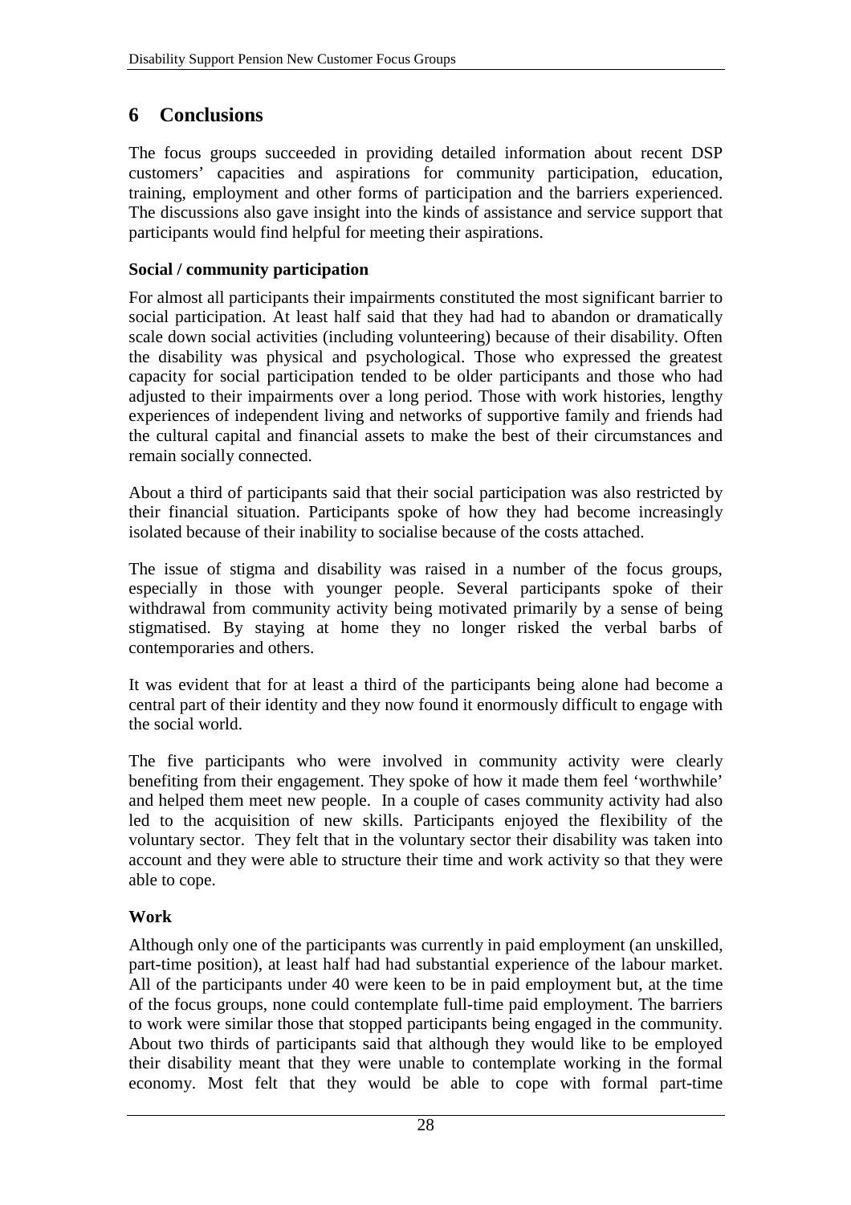# 6 Conclusions

The focus groups succeeded in providing detailed information about recent DSP customers' capacities and aspirations for community participation, education, training, employment and other forms of participation and the barriers experienced. The discussions also gave insight into the kinds of assistance and service support that participants would find helpful for meeting their aspirations.

### Social / community participation

For almost all participants their impairments constituted the most significant barrier to social participation. At least half said that they had had to abandon or dramatically scale down social activities (including volunteering) because of their disability. Often the disability was physical and psychological. Those who expressed the greatest capacity for social participation tended to be older participants and those who had adjusted to their impairments over a long period. Those with work histories, lengthy experiences of independent living and networks of supportive family and friends had the cultural capital and financial assets to make the best of their circumstances and remain socially connected.

About a third of participants said that their social participation was also restricted by their financial situation. Participants spoke of how they had become increasingly isolated because of their inability to socialise because of the costs attached.

The issue of stigma and disability was raised in a number of the focus groups, especially in those with younger people. Several participants spoke of their withdrawal from community activity being motivated primarily by a sense of being stigmatised. By staying at home they no longer risked the verbal barbs of contemporaries and others.

It was evident that for at least a third of the participants being alone had become a central part of their identity and they now found it enormously difficult to engage with the social world.

The five participants who were involved in community activity were clearly benefiting from their engagement. They spoke of how it made them feel 'worthwhile' and helped them meet new people. In a couple of cases community activity had also led to the acquisition of new skills. Participants enjoyed the flexibility of the voluntary sector. They felt that in the voluntary sector their disability was taken into account and they were able to structure their time and work activity so that they were able to cope.

### Work

Although only one of the participants was currently in paid employment (an unskilled, part-time position), at least half had had substantial experience of the labour market. All of the participants under 40 were keen to be in paid employment but, at the time of the focus groups, none could contemplate full-time paid employment. The barriers to work were similar those that stopped participants being engaged in the community. About two thirds of participants said that although they would like to be employed their disability meant that they were unable to contemplate working in the formal economy. Most felt that they would be able to cope with formal part-time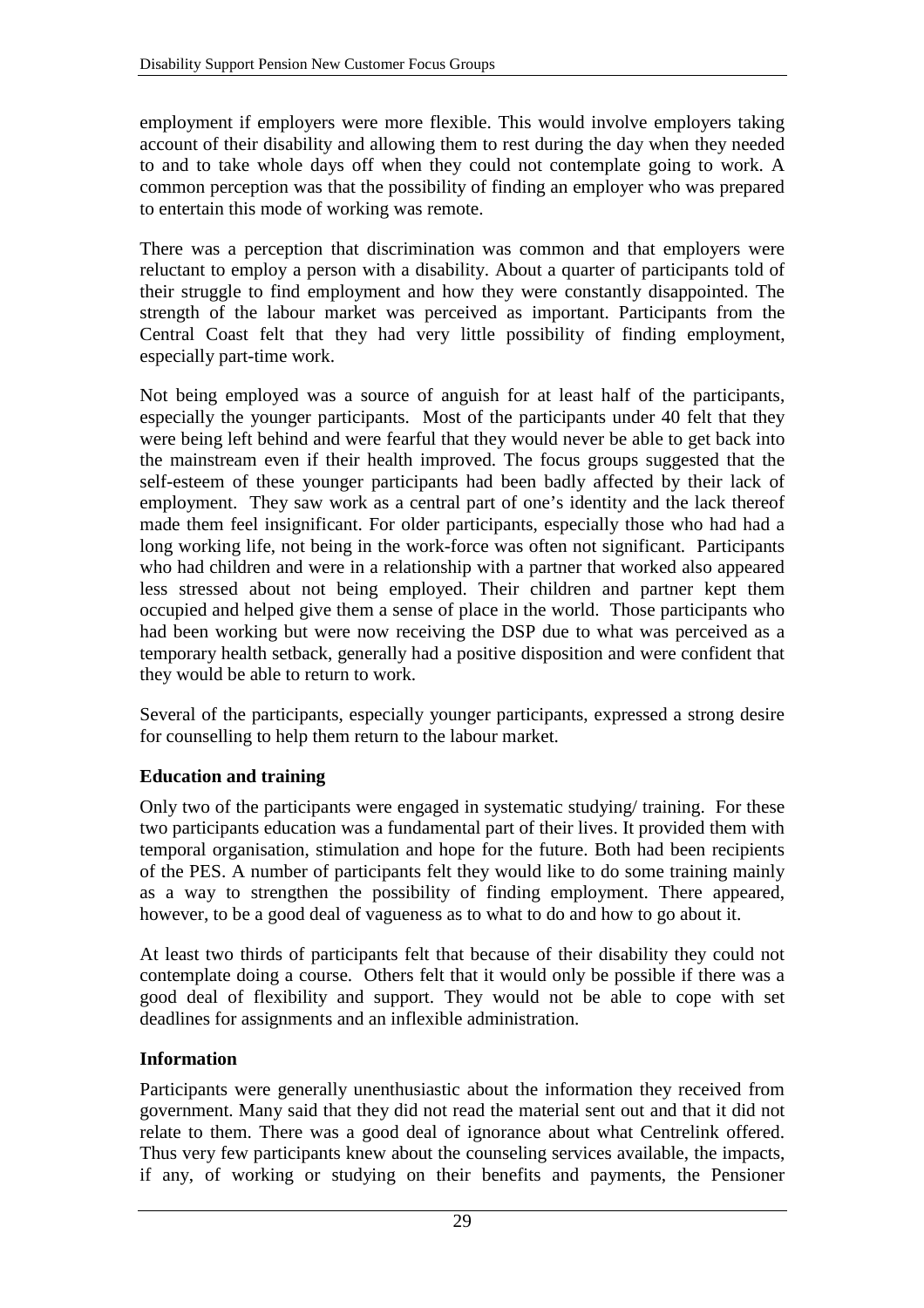employment if employers were more flexible. This would involve employers taking account of their disability and allowing them to rest during the day when they needed to and to take whole days off when they could not contemplate going to work. A common perception was that the possibility of finding an employer who was prepared to entertain this mode of working was remote.

There was a perception that discrimination was common and that employers were reluctant to employ a person with a disability. About a quarter of participants told of their struggle to find employment and how they were constantly disappointed. The strength of the labour market was perceived as important. Participants from the Central Coast felt that they had very little possibility of finding employment, especially part-time work.

Not being employed was a source of anguish for at least half of the participants, especially the younger participants. Most of the participants under 40 felt that they were being left behind and were fearful that they would never be able to get back into the mainstream even if their health improved. The focus groups suggested that the self-esteem of these younger participants had been badly affected by their lack of employment. They saw work as a central part of one's identity and the lack thereof made them feel insignificant. For older participants, especially those who had had a long working life, not being in the work-force was often not significant. Participants who had children and were in a relationship with a partner that worked also appeared less stressed about not being employed. Their children and partner kept them occupied and helped give them a sense of place in the world. Those participants who had been working but were now receiving the DSP due to what was perceived as a temporary health setback, generally had a positive disposition and were confident that they would be able to return to work.

Several of the participants, especially younger participants, expressed a strong desire for counselling to help them return to the labour market.

**Education and training**

Only two of the participants were engaged in systematic studying/ training. For these two participants education was a fundamental part of their lives. It provided them with temporal organisation, stimulation and hope for the future. Both had been recipients of the PES. A number of participants felt they would like to do some training mainly as a way to strengthen the possibility of finding employment. There appeared, however, to be a good deal of vagueness as to what to do and how to go about it.

At least two thirds of participants felt that because of their disability they could not contemplate doing a course. Others felt that it would only be possible if there was a good deal of flexibility and support. They would not be able to cope with set deadlines for assignments and an inflexible administration.

**Information**

Participants were generally unenthusiastic about the information they received from government. Many said that they did not read the material sent out and that it did not relate to them. There was a good deal of ignorance about what Centrelink offered. Thus very few participants knew about the counseling services available, the impacts, if any, of working or studying on their benefits and payments, the Pensioner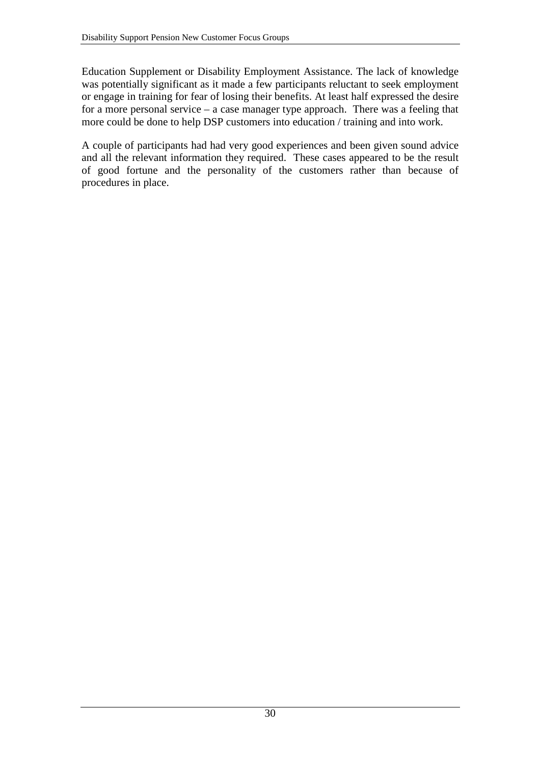Education Supplement or Disability Employment Assistance. The lack of knowledge was potentially significant as it made a few participants reluctant to seek employment or engage in training for fear of losing their benefits. At least half expressed the desire for a more personal service – a case manager type approach. There was a feeling that more could be done to help DSP customers into education / training and into work.

A couple of participants had had very good experiences and been given sound advice and all the relevant information they required. These cases appeared to be the result of good fortune and the personality of the customers rather than because of procedures in place.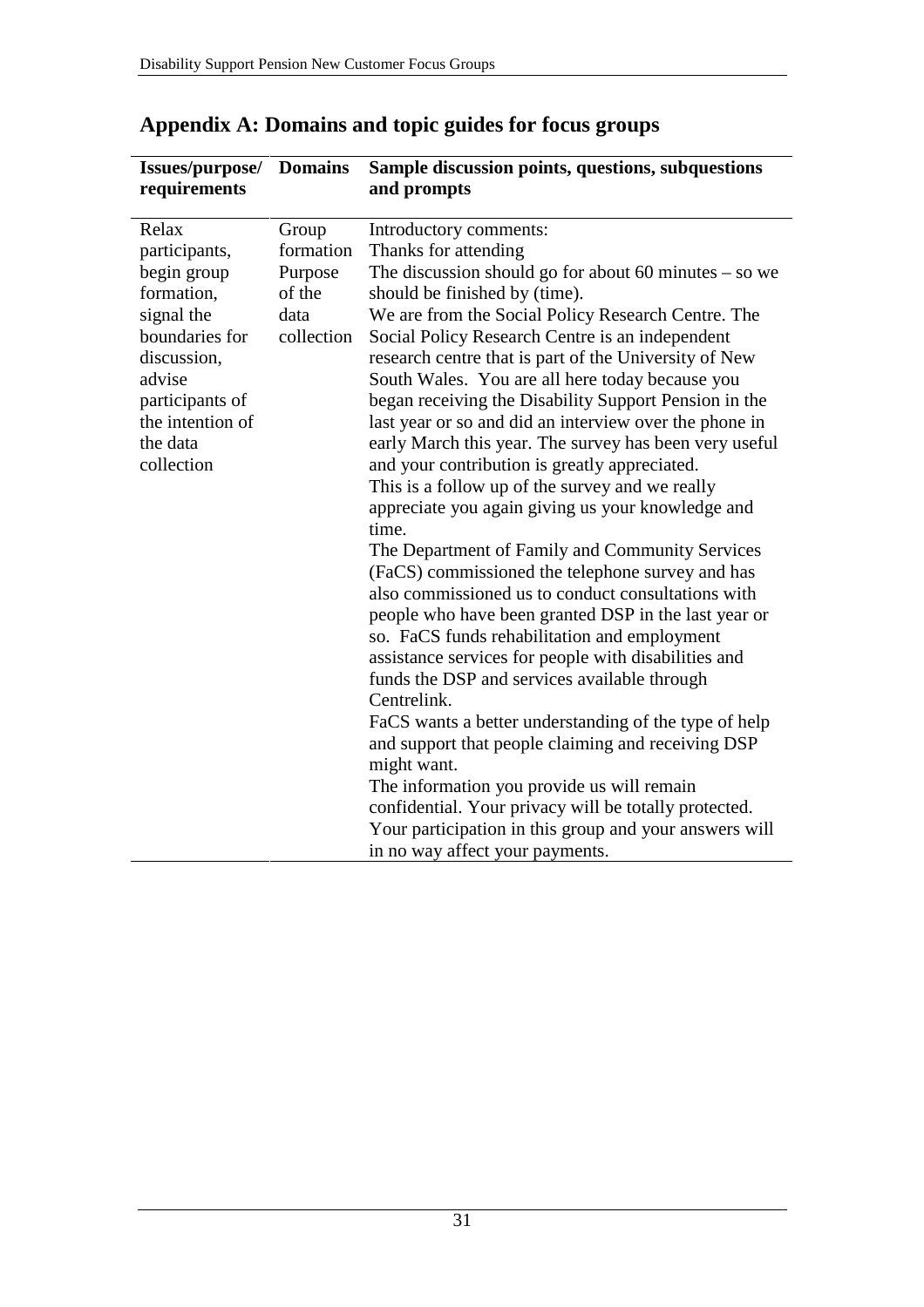# Appendix A: Domains and topic guides for focus groups

| Issues/purpose/ requirements | Domains | Sample discussion points, questions, subquestions and prompts |
|---|---|---|
| Relax participants, begin group formation, signal the boundaries for discussion, advise participants of the intention of the data collection | Group formation Purpose of the data collection | Introductory comments:<br>Thanks for attending<br>The discussion should go for about 60 minutes – so we should be finished by (time).<br>We are from the Social Policy Research Centre. The Social Policy Research Centre is an independent research centre that is part of the University of New South Wales. You are all here today because you began receiving the Disability Support Pension in the last year or so and did an interview over the phone in early March this year. The survey has been very useful and your contribution is greatly appreciated.<br>This is a follow up of the survey and we really appreciate you again giving us your knowledge and time.<br>The Department of Family and Community Services (FaCS) commissioned the telephone survey and has also commissioned us to conduct consultations with people who have been granted DSP in the last year or so. FaCS funds rehabilitation and employment assistance services for people with disabilities and funds the DSP and services available through Centrelink.<br>FaCS wants a better understanding of the type of help and support that people claiming and receiving DSP might want.<br>The information you provide us will remain confidential. Your privacy will be totally protected. Your participation in this group and your answers will in no way affect your payments. |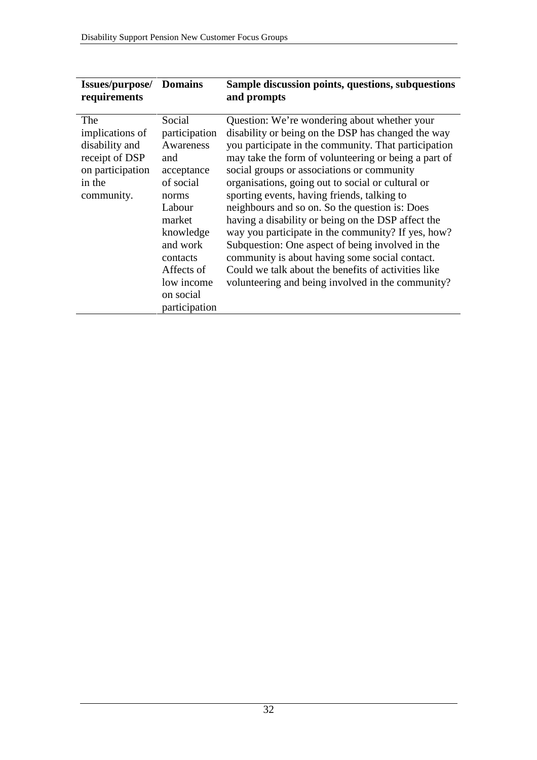| Issues/purpose/ requirements | Domains | Sample discussion points, questions, subquestions and prompts |
|---|---|---|
| The implications of disability and receipt of DSP on participation in the community. | Social participation<br>Awareness and acceptance of social norms<br>Labour market knowledge and work contacts<br>Affects of low income on social participation | Question: We're wondering about whether your disability or being on the DSP has changed the way you participate in the community. That participation may take the form of volunteering or being a part of social groups or associations or community organisations, going out to social or cultural or sporting events, having friends, talking to neighbours and so on. So the question is: Does having a disability or being on the DSP affect the way you participate in the community? If yes, how?<br>Subquestion: One aspect of being involved in the community is about having some social contact. Could we talk about the benefits of activities like volunteering and being involved in the community? |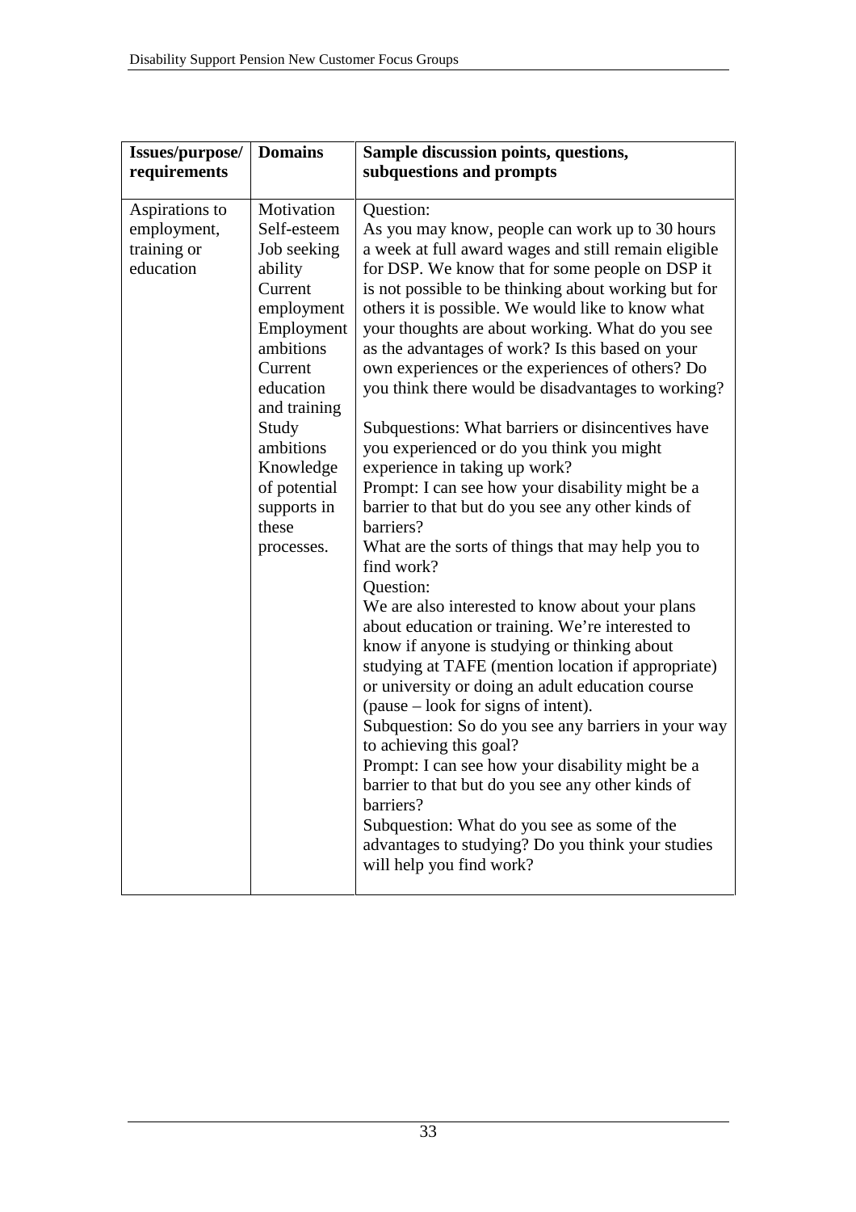| Issues/purpose/ requirements | Domains | Sample discussion points, questions, subquestions and prompts |
|---|---|---|
| Aspirations to employment, training or education | Motivation<br>Self-esteem<br>Job seeking ability<br>Current employment<br>Employment ambitions<br>Current education and training<br>Study ambitions<br>Knowledge of potential supports in these processes. | Question:<br>As you may know, people can work up to 30 hours a week at full award wages and still remain eligible for DSP. We know that for some people on DSP it is not possible to be thinking about working but for others it is possible. We would like to know what your thoughts are about working. What do you see as the advantages of work? Is this based on your own experiences or the experiences of others? Do you think there would be disadvantages to working?<br><br>Subquestions: What barriers or disincentives have you experienced or do you think you might experience in taking up work?<br>Prompt: I can see how your disability might be a barrier to that but do you see any other kinds of barriers?<br>What are the sorts of things that may help you to find work?<br>Question:<br>We are also interested to know about your plans about education or training. We're interested to know if anyone is studying or thinking about studying at TAFE (mention location if appropriate) or university or doing an adult education course (pause – look for signs of intent).<br>Subquestion: So do you see any barriers in your way to achieving this goal?<br>Prompt: I can see how your disability might be a barrier to that but do you see any other kinds of barriers?<br>Subquestion: What do you see as some of the advantages to studying? Do you think your studies will help you find work? |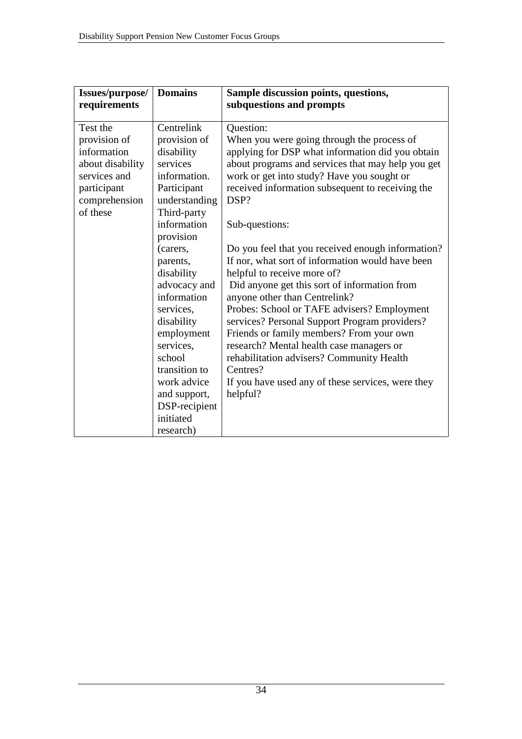| Issues/purpose/ requirements | Domains | Sample discussion points, questions, subquestions and prompts |
|---|---|---|
| Test the provision of information about disability services and participant comprehension of these | Centrelink provision of disability services information. Participant understanding Third-party information provision (carers, parents, disability advocacy and information services, disability employment services, school transition to work advice and support, DSP-recipient initiated research) | Question:<br>When you were going through the process of applying for DSP what information did you obtain about programs and services that may help you get work or get into study? Have you sought or received information subsequent to receiving the DSP?<br><br>Sub-questions:<br><br>Do you feel that you received enough information? If nor, what sort of information would have been helpful to receive more of?<br>Did anyone get this sort of information from anyone other than Centrelink?<br>Probes: School or TAFE advisers? Employment services? Personal Support Program providers? Friends or family members? From your own research? Mental health case managers or rehabilitation advisers? Community Health Centres?<br>If you have used any of these services, were they helpful? |